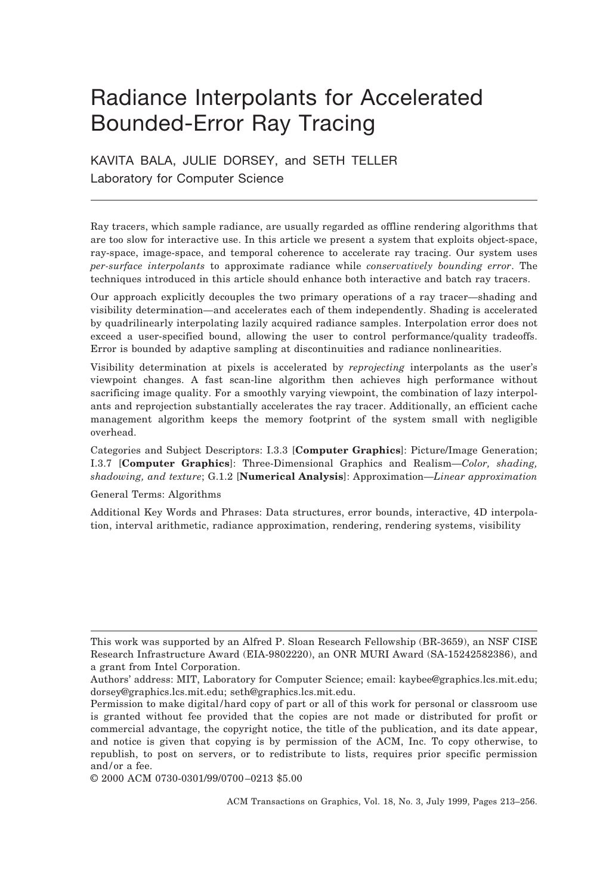# Radiance Interpolants for Accelerated Bounded-Error Ray Tracing

KAVITA BALA, JULIE DORSEY, and SETH TELLER
Laboratory for Computer Science

---

Ray tracers, which sample radiance, are usually regarded as offline rendering algorithms that are too slow for interactive use. In this article we present a system that exploits object-space, ray-space, image-space, and temporal coherence to accelerate ray tracing. Our system uses *per-surface interpolants* to approximate radiance while *conservatively bounding error*. The techniques introduced in this article should enhance both interactive and batch ray tracers.

Our approach explicitly decouples the two primary operations of a ray tracer—shading and visibility determination—and accelerates each of them independently. Shading is accelerated by quadrilinearly interpolating lazily acquired radiance samples. Interpolation error does not exceed a user-specified bound, allowing the user to control performance/quality tradeoffs. Error is bounded by adaptive sampling at discontinuities and radiance nonlinearities.

Visibility determination at pixels is accelerated by *reprojecting* interpolants as the user's viewpoint changes. A fast scan-line algorithm then achieves high performance without sacrificing image quality. For a smoothly varying viewpoint, the combination of lazy interpolants and reprojection substantially accelerates the ray tracer. Additionally, an efficient cache management algorithm keeps the memory footprint of the system small with negligible overhead.

Categories and Subject Descriptors: I.3.3 [**Computer Graphics**]: Picture/Image Generation; I.3.7 [**Computer Graphics**]: Three-Dimensional Graphics and Realism—*Color, shading, shadowing, and texture*; G.1.2 [**Numerical Analysis**]: Approximation—*Linear approximation*

General Terms: Algorithms

Additional Key Words and Phrases: Data structures, error bounds, interactive, 4D interpolation, interval arithmetic, radiance approximation, rendering, rendering systems, visibility

---

This work was supported by an Alfred P. Sloan Research Fellowship (BR-3659), an NSF CISE Research Infrastructure Award (EIA-9802220), an ONR MURI Award (SA-15242582386), and a grant from Intel Corporation.

Authors' address: MIT, Laboratory for Computer Science; email: kaybee@graphics.lcs.mit.edu; dorsey@graphics.lcs.mit.edu; seth@graphics.lcs.mit.edu.

Permission to make digital/hard copy of part or all of this work for personal or classroom use is granted without fee provided that the copies are not made or distributed for profit or commercial advantage, the copyright notice, the title of the publication, and its date appear, and notice is given that copying is by permission of the ACM, Inc. To copy otherwise, to republish, to post on servers, or to redistribute to lists, requires prior specific permission and/or a fee.

© 2000 ACM 0730-0301/99/0700–0213 $5.00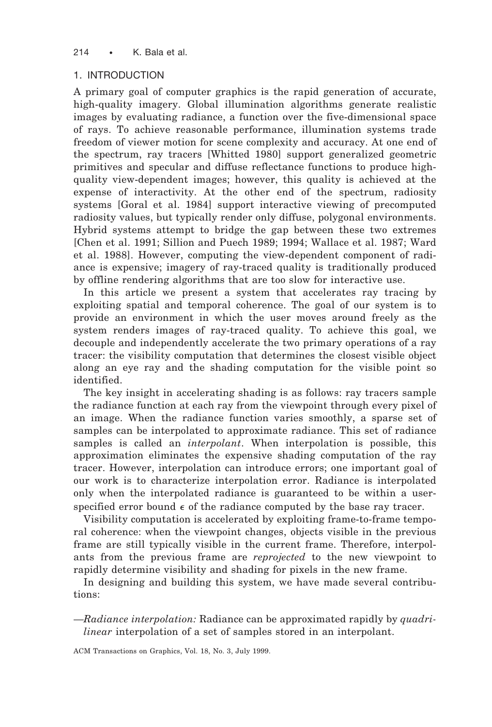## 1. INTRODUCTION

A primary goal of computer graphics is the rapid generation of accurate, high-quality imagery. Global illumination algorithms generate realistic images by evaluating radiance, a function over the five-dimensional space of rays. To achieve reasonable performance, illumination systems trade freedom of viewer motion for scene complexity and accuracy. At one end of the spectrum, ray tracers [Whitted 1980] support generalized geometric primitives and specular and diffuse reflectance functions to produce high-quality view-dependent images; however, this quality is achieved at the expense of interactivity. At the other end of the spectrum, radiosity systems [Goral et al. 1984] support interactive viewing of precomputed radiosity values, but typically render only diffuse, polygonal environments. Hybrid systems attempt to bridge the gap between these two extremes [Chen et al. 1991; Sillion and Puech 1989; 1994; Wallace et al. 1987; Ward et al. 1988]. However, computing the view-dependent component of radiance is expensive; imagery of ray-traced quality is traditionally produced by offline rendering algorithms that are too slow for interactive use.

In this article we present a system that accelerates ray tracing by exploiting spatial and temporal coherence. The goal of our system is to provide an environment in which the user moves around freely as the system renders images of ray-traced quality. To achieve this goal, we decouple and independently accelerate the two primary operations of a ray tracer: the visibility computation that determines the closest visible object along an eye ray and the shading computation for the visible point so identified.

The key insight in accelerating shading is as follows: ray tracers sample the radiance function at each ray from the viewpoint through every pixel of an image. When the radiance function varies smoothly, a sparse set of samples can be interpolated to approximate radiance. This set of radiance samples is called an *interpolant*. When interpolation is possible, this approximation eliminates the expensive shading computation of the ray tracer. However, interpolation can introduce errors; one important goal of our work is to characterize interpolation error. Radiance is interpolated only when the interpolated radiance is guaranteed to be within a user-specified error bound $\epsilon$ of the radiance computed by the base ray tracer.

Visibility computation is accelerated by exploiting frame-to-frame temporal coherence: when the viewpoint changes, objects visible in the previous frame are still typically visible in the current frame. Therefore, interpolants from the previous frame are *reprojected* to the new viewpoint to rapidly determine visibility and shading for pixels in the new frame.

In designing and building this system, we have made several contributions:

—*Radiance interpolation:* Radiance can be approximated rapidly by *quadrilinear* interpolation of a set of samples stored in an interpolant.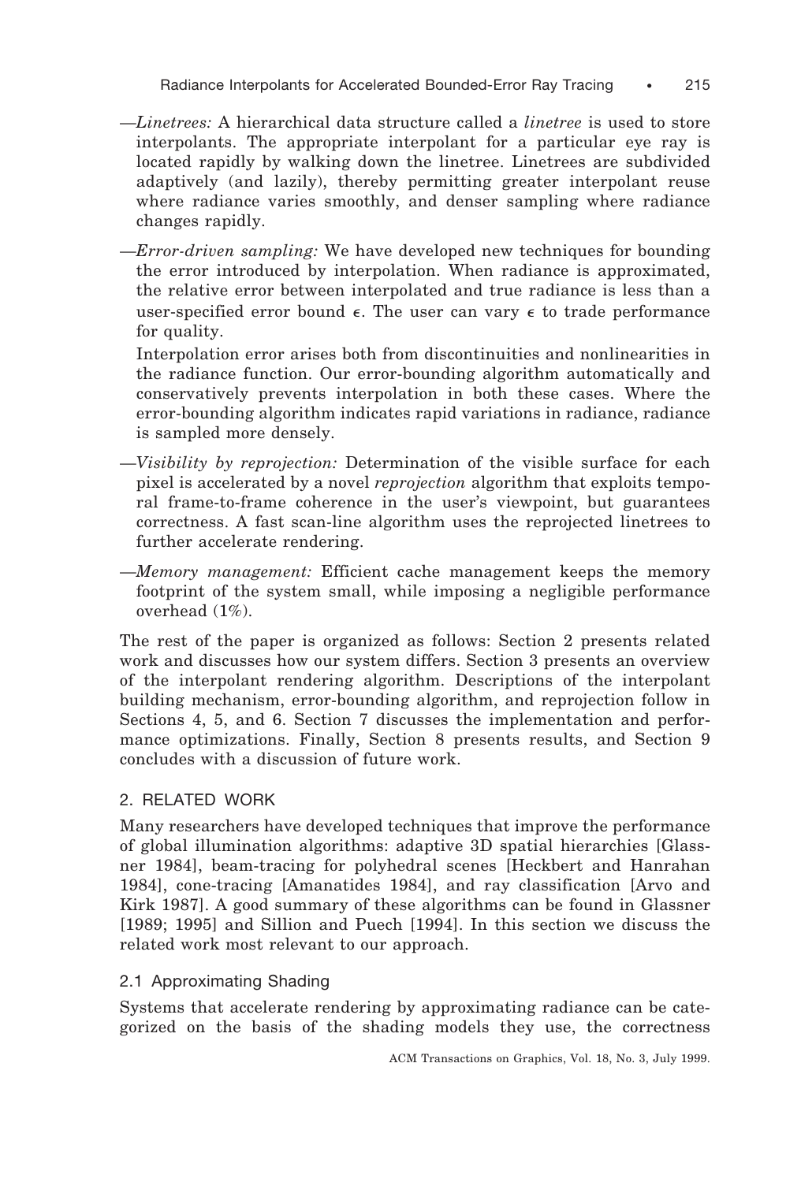—*Linetrees:* A hierarchical data structure called a *linetree* is used to store interpolants. The appropriate interpolant for a particular eye ray is located rapidly by walking down the linetree. Linetrees are subdivided adaptively (and lazily), thereby permitting greater interpolant reuse where radiance varies smoothly, and denser sampling where radiance changes rapidly.

—*Error-driven sampling:* We have developed new techniques for bounding the error introduced by interpolation. When radiance is approximated, the relative error between interpolated and true radiance is less than a user-specified error bound $\epsilon$. The user can vary $\epsilon$ to trade performance for quality.

Interpolation error arises both from discontinuities and nonlinearities in the radiance function. Our error-bounding algorithm automatically and conservatively prevents interpolation in both these cases. Where the error-bounding algorithm indicates rapid variations in radiance, radiance is sampled more densely.

—*Visibility by reprojection:* Determination of the visible surface for each pixel is accelerated by a novel *reprojection* algorithm that exploits temporal frame-to-frame coherence in the user's viewpoint, but guarantees correctness. A fast scan-line algorithm uses the reprojected linetrees to further accelerate rendering.

—*Memory management:* Efficient cache management keeps the memory footprint of the system small, while imposing a negligible performance overhead (1%).

The rest of the paper is organized as follows: Section 2 presents related work and discusses how our system differs. Section 3 presents an overview of the interpolant rendering algorithm. Descriptions of the interpolant building mechanism, error-bounding algorithm, and reprojection follow in Sections 4, 5, and 6. Section 7 discusses the implementation and performance optimizations. Finally, Section 8 presents results, and Section 9 concludes with a discussion of future work.

## 2. RELATED WORK

Many researchers have developed techniques that improve the performance of global illumination algorithms: adaptive 3D spatial hierarchies [Glassner 1984], beam-tracing for polyhedral scenes [Heckbert and Hanrahan 1984], cone-tracing [Amanatides 1984], and ray classification [Arvo and Kirk 1987]. A good summary of these algorithms can be found in Glassner [1989; 1995] and Sillion and Puech [1994]. In this section we discuss the related work most relevant to our approach.

### 2.1 Approximating Shading

Systems that accelerate rendering by approximating radiance can be categorized on the basis of the shading models they use, the correctness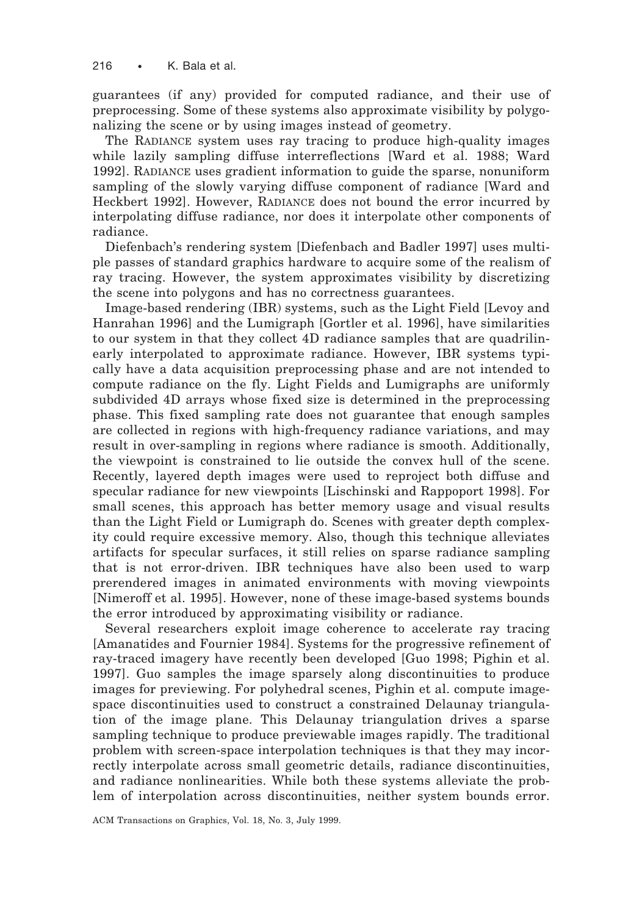guarantees (if any) provided for computed radiance, and their use of preprocessing. Some of these systems also approximate visibility by polygonalizing the scene or by using images instead of geometry.

The RADIANCE system uses ray tracing to produce high-quality images while lazily sampling diffuse interreflections [Ward et al. 1988; Ward 1992]. RADIANCE uses gradient information to guide the sparse, nonuniform sampling of the slowly varying diffuse component of radiance [Ward and Heckbert 1992]. However, RADIANCE does not bound the error incurred by interpolating diffuse radiance, nor does it interpolate other components of radiance.

Diefenbach's rendering system [Diefenbach and Badler 1997] uses multiple passes of standard graphics hardware to acquire some of the realism of ray tracing. However, the system approximates visibility by discretizing the scene into polygons and has no correctness guarantees.

Image-based rendering (IBR) systems, such as the Light Field [Levoy and Hanrahan 1996] and the Lumigraph [Gortler et al. 1996], have similarities to our system in that they collect 4D radiance samples that are quadrilinearly interpolated to approximate radiance. However, IBR systems typically have a data acquisition preprocessing phase and are not intended to compute radiance on the fly. Light Fields and Lumigraphs are uniformly subdivided 4D arrays whose fixed size is determined in the preprocessing phase. This fixed sampling rate does not guarantee that enough samples are collected in regions with high-frequency radiance variations, and may result in over-sampling in regions where radiance is smooth. Additionally, the viewpoint is constrained to lie outside the convex hull of the scene. Recently, layered depth images were used to reproject both diffuse and specular radiance for new viewpoints [Lischinski and Rappoport 1998]. For small scenes, this approach has better memory usage and visual results than the Light Field or Lumigraph do. Scenes with greater depth complexity could require excessive memory. Also, though this technique alleviates artifacts for specular surfaces, it still relies on sparse radiance sampling that is not error-driven. IBR techniques have also been used to warp prerendered images in animated environments with moving viewpoints [Nimeroff et al. 1995]. However, none of these image-based systems bounds the error introduced by approximating visibility or radiance.

Several researchers exploit image coherence to accelerate ray tracing [Amanatides and Fournier 1984]. Systems for the progressive refinement of ray-traced imagery have recently been developed [Guo 1998; Pighin et al. 1997]. Guo samples the image sparsely along discontinuities to produce images for previewing. For polyhedral scenes, Pighin et al. compute image-space discontinuities used to construct a constrained Delaunay triangulation of the image plane. This Delaunay triangulation drives a sparse sampling technique to produce previewable images rapidly. The traditional problem with screen-space interpolation techniques is that they may incorrectly interpolate across small geometric details, radiance discontinuities, and radiance nonlinearities. While both these systems alleviate the problem of interpolation across discontinuities, neither system bounds error.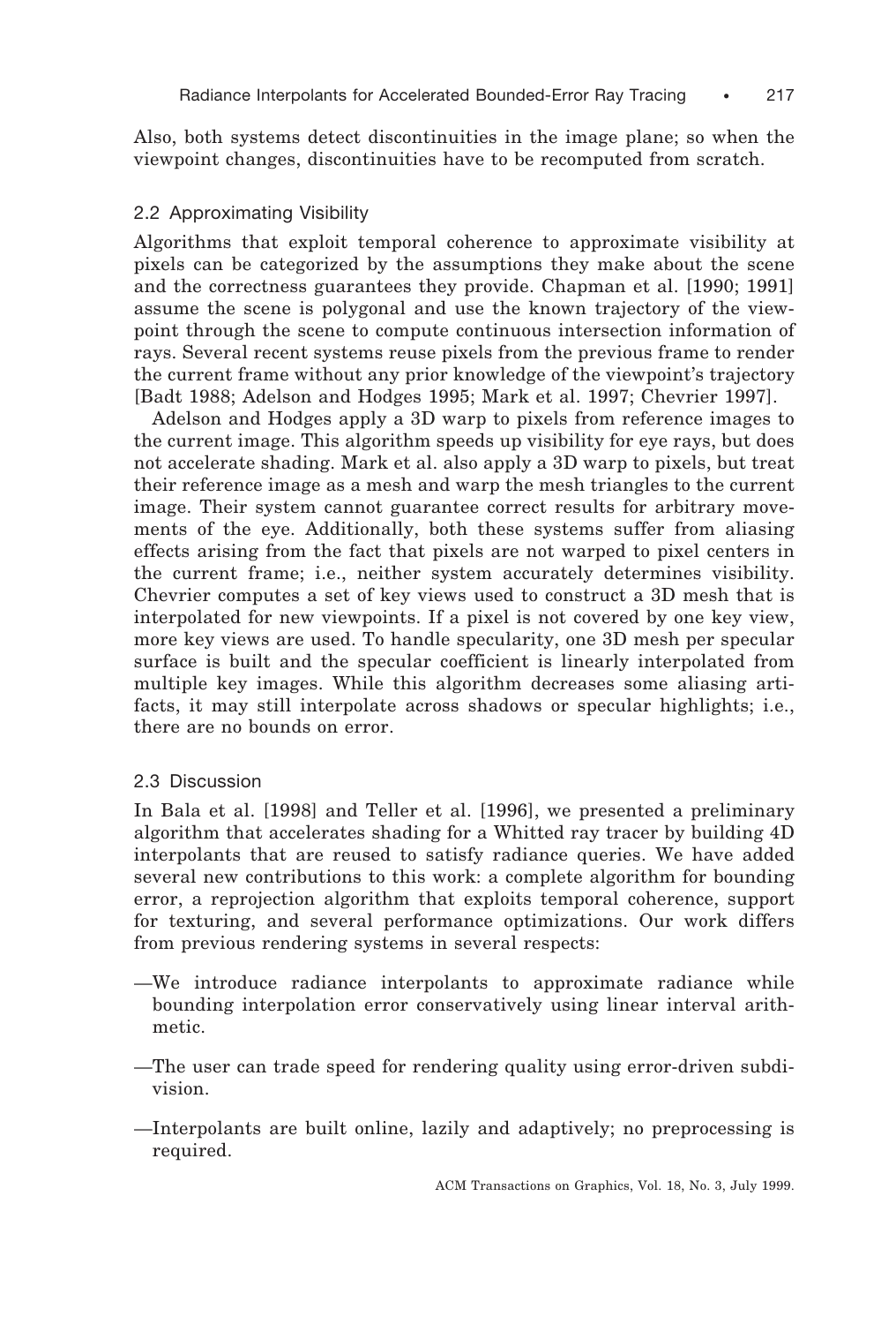Also, both systems detect discontinuities in the image plane; so when the viewpoint changes, discontinuities have to be recomputed from scratch.

### 2.2 Approximating Visibility

Algorithms that exploit temporal coherence to approximate visibility at pixels can be categorized by the assumptions they make about the scene and the correctness guarantees they provide. Chapman et al. [1990; 1991] assume the scene is polygonal and use the known trajectory of the viewpoint through the scene to compute continuous intersection information of rays. Several recent systems reuse pixels from the previous frame to render the current frame without any prior knowledge of the viewpoint's trajectory [Badt 1988; Adelson and Hodges 1995; Mark et al. 1997; Chevrier 1997].

Adelson and Hodges apply a 3D warp to pixels from reference images to the current image. This algorithm speeds up visibility for eye rays, but does not accelerate shading. Mark et al. also apply a 3D warp to pixels, but treat their reference image as a mesh and warp the mesh triangles to the current image. Their system cannot guarantee correct results for arbitrary movements of the eye. Additionally, both these systems suffer from aliasing effects arising from the fact that pixels are not warped to pixel centers in the current frame; i.e., neither system accurately determines visibility. Chevrier computes a set of key views used to construct a 3D mesh that is interpolated for new viewpoints. If a pixel is not covered by one key view, more key views are used. To handle specularity, one 3D mesh per specular surface is built and the specular coefficient is linearly interpolated from multiple key images. While this algorithm decreases some aliasing artifacts, it may still interpolate across shadows or specular highlights; i.e., there are no bounds on error.

### 2.3 Discussion

In Bala et al. [1998] and Teller et al. [1996], we presented a preliminary algorithm that accelerates shading for a Whitted ray tracer by building 4D interpolants that are reused to satisfy radiance queries. We have added several new contributions to this work: a complete algorithm for bounding error, a reprojection algorithm that exploits temporal coherence, support for texturing, and several performance optimizations. Our work differs from previous rendering systems in several respects:

- —We introduce radiance interpolants to approximate radiance while bounding interpolation error conservatively using linear interval arithmetic.
- —The user can trade speed for rendering quality using error-driven subdivision.
- —Interpolants are built online, lazily and adaptively; no preprocessing is required.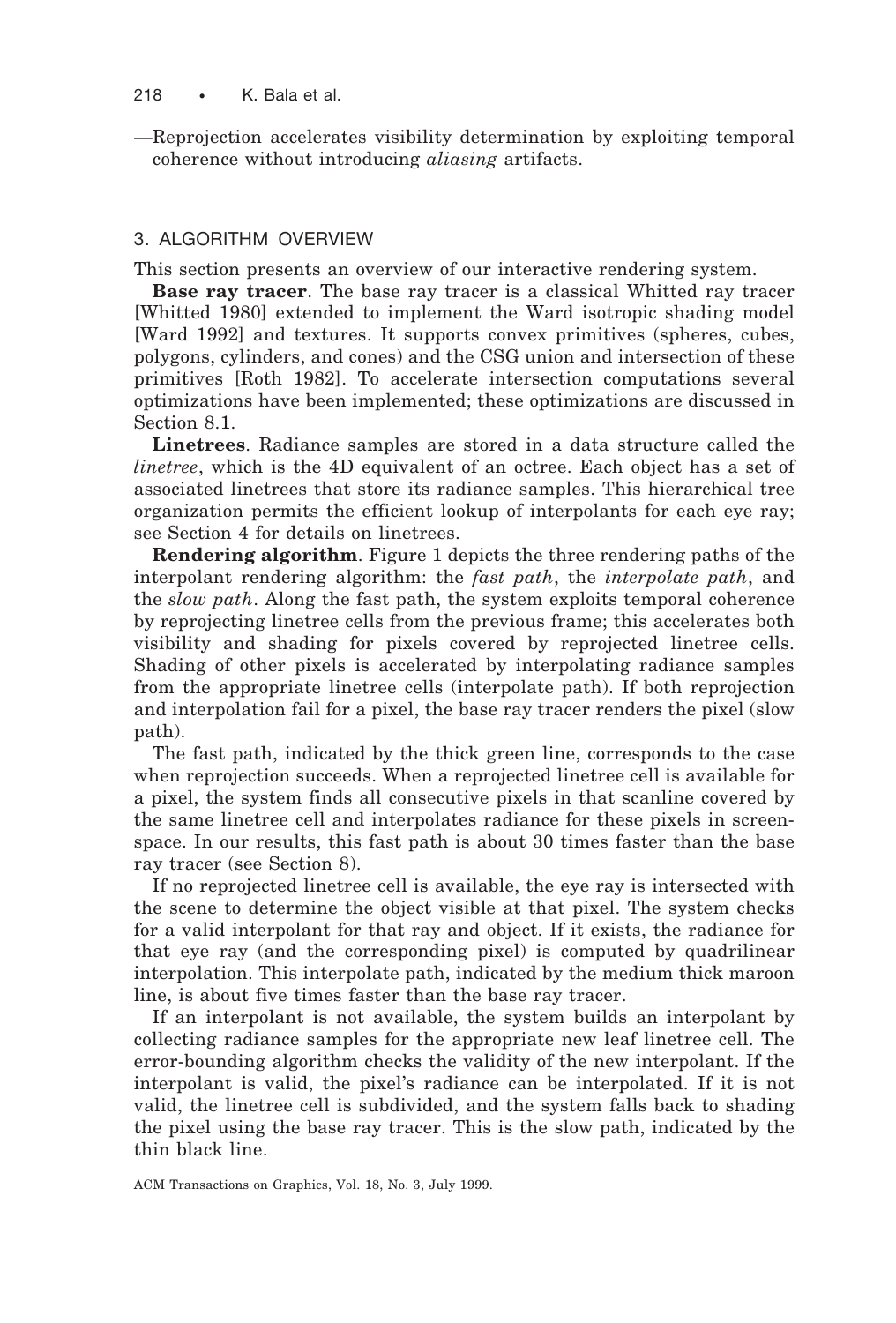—Reprojection accelerates visibility determination by exploiting temporal coherence without introducing *aliasing* artifacts.

## 3. ALGORITHM OVERVIEW

This section presents an overview of our interactive rendering system.

**Base ray tracer**. The base ray tracer is a classical Whitted ray tracer [Whitted 1980] extended to implement the Ward isotropic shading model [Ward 1992] and textures. It supports convex primitives (spheres, cubes, polygons, cylinders, and cones) and the CSG union and intersection of these primitives [Roth 1982]. To accelerate intersection computations several optimizations have been implemented; these optimizations are discussed in Section 8.1.

**Linetrees**. Radiance samples are stored in a data structure called the *linetree*, which is the 4D equivalent of an octree. Each object has a set of associated linetrees that store its radiance samples. This hierarchical tree organization permits the efficient lookup of interpolants for each eye ray; see Section 4 for details on linetrees.

**Rendering algorithm**. Figure 1 depicts the three rendering paths of the interpolant rendering algorithm: the *fast path*, the *interpolate path*, and the *slow path*. Along the fast path, the system exploits temporal coherence by reprojecting linetree cells from the previous frame; this accelerates both visibility and shading for pixels covered by reprojected linetree cells. Shading of other pixels is accelerated by interpolating radiance samples from the appropriate linetree cells (interpolate path). If both reprojection and interpolation fail for a pixel, the base ray tracer renders the pixel (slow path).

The fast path, indicated by the thick green line, corresponds to the case when reprojection succeeds. When a reprojected linetree cell is available for a pixel, the system finds all consecutive pixels in that scanline covered by the same linetree cell and interpolates radiance for these pixels in screen-space. In our results, this fast path is about 30 times faster than the base ray tracer (see Section 8).

If no reprojected linetree cell is available, the eye ray is intersected with the scene to determine the object visible at that pixel. The system checks for a valid interpolant for that ray and object. If it exists, the radiance for that eye ray (and the corresponding pixel) is computed by quadrilinear interpolation. This interpolate path, indicated by the medium thick maroon line, is about five times faster than the base ray tracer.

If an interpolant is not available, the system builds an interpolant by collecting radiance samples for the appropriate new leaf linetree cell. The error-bounding algorithm checks the validity of the new interpolant. If the interpolant is valid, the pixel's radiance can be interpolated. If it is not valid, the linetree cell is subdivided, and the system falls back to shading the pixel using the base ray tracer. This is the slow path, indicated by the thin black line.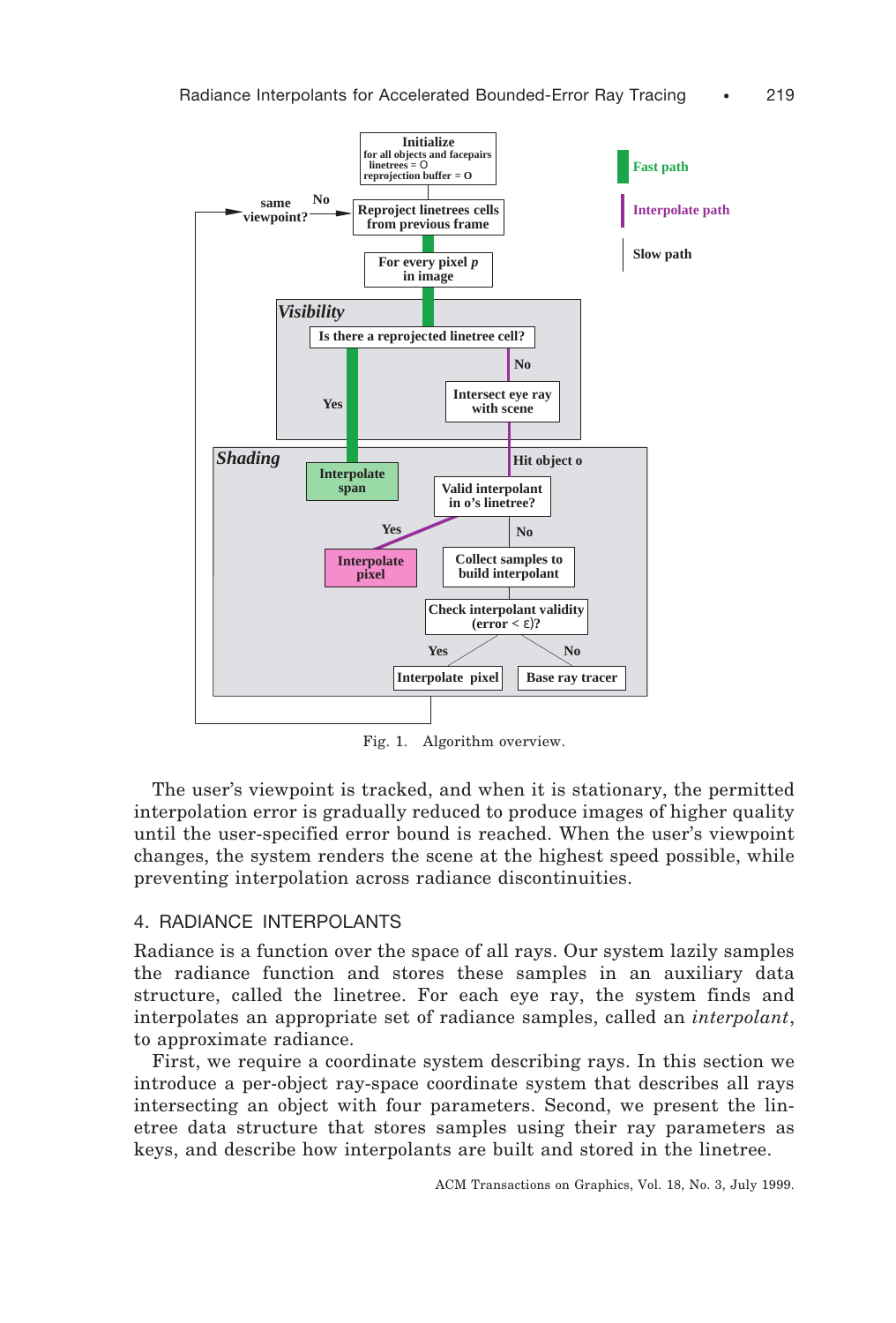Fig. 1. Algorithm overview.

The user's viewpoint is tracked, and when it is stationary, the permitted interpolation error is gradually reduced to produce images of higher quality until the user-specified error bound is reached. When the user's viewpoint changes, the system renders the scene at the highest speed possible, while preventing interpolation across radiance discontinuities.

## 4. RADIANCE INTERPOLANTS

Radiance is a function over the space of all rays. Our system lazily samples the radiance function and stores these samples in an auxiliary data structure, called the linetree. For each eye ray, the system finds and interpolates an appropriate set of radiance samples, called an *interpolant*, to approximate radiance.

First, we require a coordinate system describing rays. In this section we introduce a per-object ray-space coordinate system that describes all rays intersecting an object with four parameters. Second, we present the linetree data structure that stores samples using their ray parameters as keys, and describe how interpolants are built and stored in the linetree.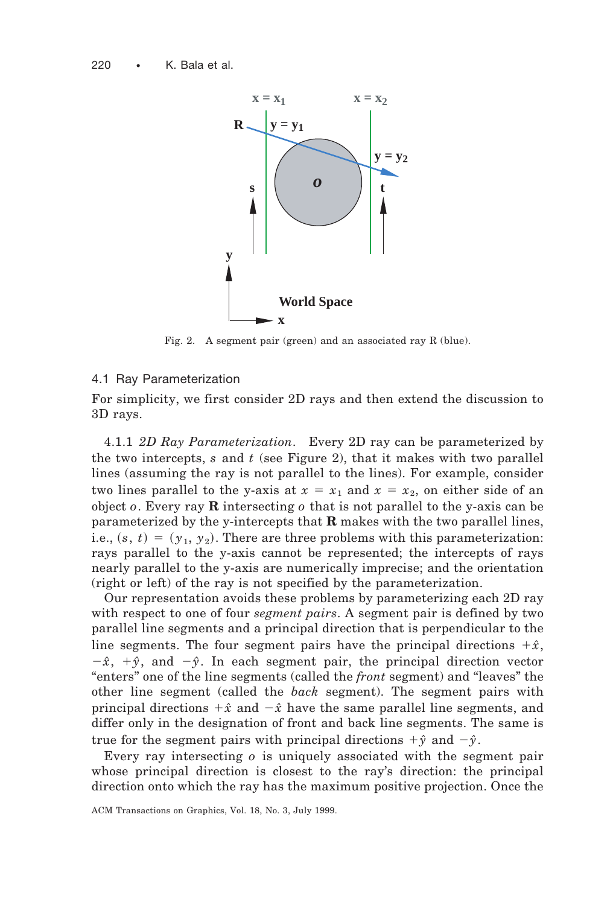Fig. 2. A segment pair (green) and an associated ray R (blue).

## 4.1 Ray Parameterization

For simplicity, we first consider 2D rays and then extend the discussion to 3D rays.

### 4.1.1 *2D Ray Parameterization*.

Every 2D ray can be parameterized by the two intercepts, $s$ and $t$ (see Figure 2), that it makes with two parallel lines (assuming the ray is not parallel to the lines). For example, consider two lines parallel to the y-axis at $x = x_1$ and $x = x_2$, on either side of an object $o$. Every ray **R** intersecting $o$ that is not parallel to the y-axis can be parameterized by the y-intercepts that **R** makes with the two parallel lines, i.e., $(s, t) = (y_1, y_2)$. There are three problems with this parameterization: rays parallel to the y-axis cannot be represented; the intercepts of rays nearly parallel to the y-axis are numerically imprecise; and the orientation (right or left) of the ray is not specified by the parameterization.

Our representation avoids these problems by parameterizing each 2D ray with respect to one of four *segment pairs*. A segment pair is defined by two parallel line segments and a principal direction that is perpendicular to the line segments. The four segment pairs have the principal directions $+\hat{x}$, $-\hat{x}$, $+\hat{y}$, and $-\hat{y}$. In each segment pair, the principal direction vector "enters" one of the line segments (called the *front* segment) and "leaves" the other line segment (called the *back* segment). The segment pairs with principal directions $+\hat{x}$ and $-\hat{x}$ have the same parallel line segments, and differ only in the designation of front and back line segments. The same is true for the segment pairs with principal directions $+\hat{y}$ and $-\hat{y}$.

Every ray intersecting $o$ is uniquely associated with the segment pair whose principal direction is closest to the ray's direction: the principal direction onto which the ray has the maximum positive projection. Once the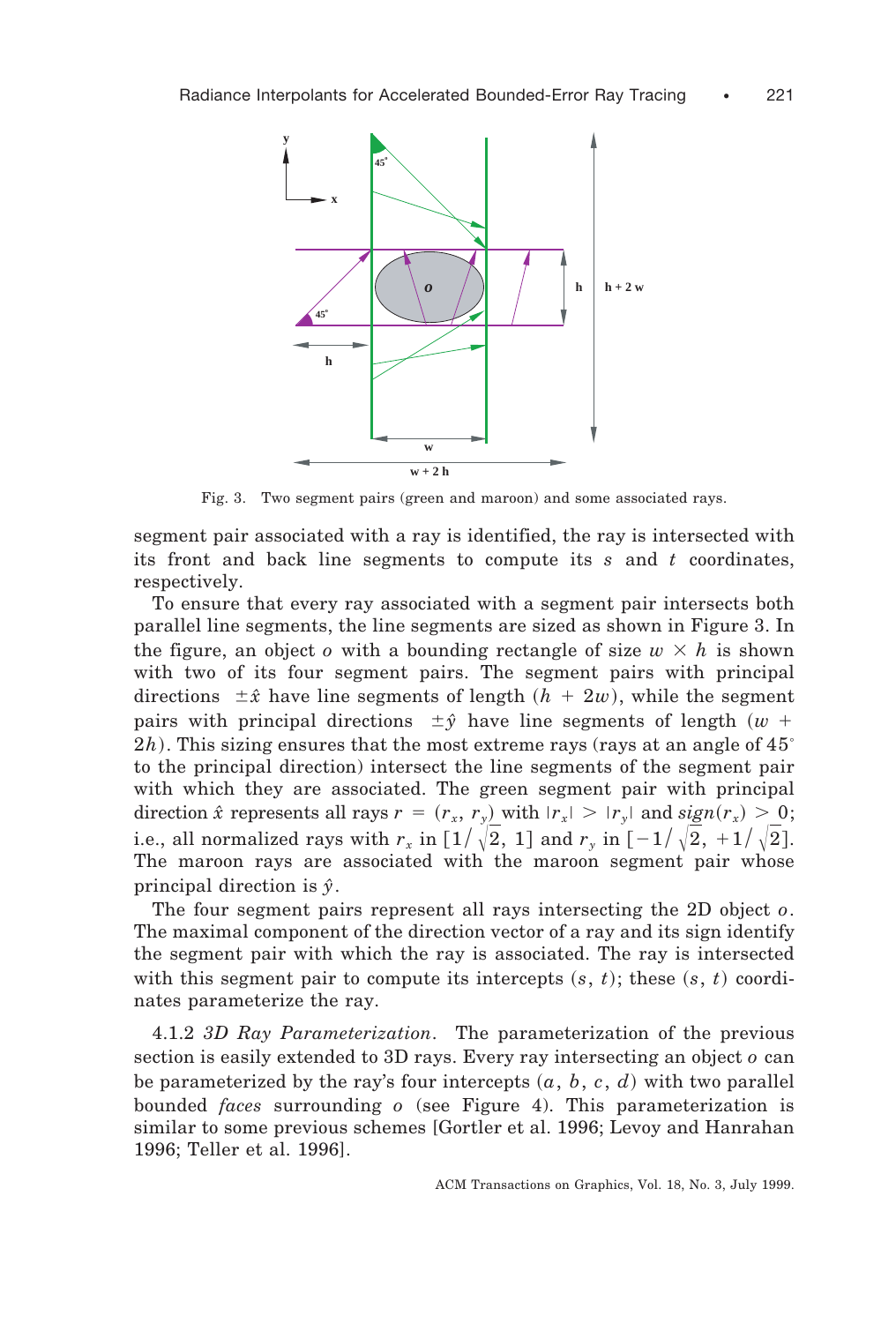Fig. 3. Two segment pairs (green and maroon) and some associated rays.

segment pair associated with a ray is identified, the ray is intersected with its front and back line segments to compute its $s$ and $t$ coordinates, respectively.

To ensure that every ray associated with a segment pair intersects both parallel line segments, the line segments are sized as shown in Figure 3. In the figure, an object $o$ with a bounding rectangle of size $w \times h$ is shown with two of its four segment pairs. The segment pairs with principal directions $\pm\hat{x}$ have line segments of length $(h + 2w)$, while the segment pairs with principal directions $\pm\hat{y}$ have line segments of length $(w + 2h)$. This sizing ensures that the most extreme rays (rays at an angle of $45^\circ$ to the principal direction) intersect the line segments of the segment pair with which they are associated. The green segment pair with principal direction $\hat{x}$ represents all rays $r = (r_x, r_y)$ with $|r_x| > |r_y|$ and $sign(r_x) > 0$; i.e., all normalized rays with $r_x$ in $[1/\sqrt{2}, 1]$ and $r_y$ in $[-1/\sqrt{2}, +1/\sqrt{2}]$. The maroon rays are associated with the maroon segment pair whose principal direction is $\hat{y}$.

The four segment pairs represent all rays intersecting the 2D object $o$. The maximal component of the direction vector of a ray and its sign identify the segment pair with which the ray is associated. The ray is intersected with this segment pair to compute its intercepts $(s, t)$; these $(s, t)$ coordinates parameterize the ray.

#### 4.1.2 *3D Ray Parameterization*.

The parameterization of the previous section is easily extended to 3D rays. Every ray intersecting an object $o$ can be parameterized by the ray's four intercepts $(a, b, c, d)$ with two parallel bounded *faces* surrounding $o$ (see Figure 4). This parameterization is similar to some previous schemes [Gortler et al. 1996; Levoy and Hanrahan 1996; Teller et al. 1996].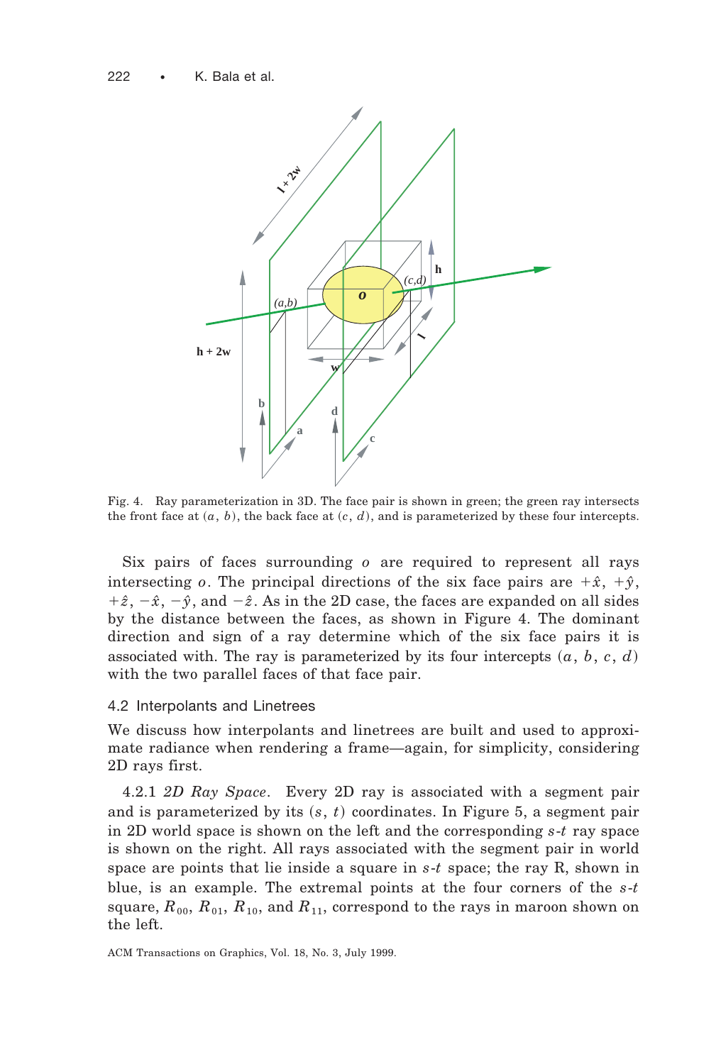Fig. 4. Ray parameterization in 3D. The face pair is shown in green; the green ray intersects the front face at $(a, b)$, the back face at $(c, d)$, and is parameterized by these four intercepts.

Six pairs of faces surrounding $o$ are required to represent all rays intersecting $o$. The principal directions of the six face pairs are $+\hat{x}$, $+\hat{y}$, $+\hat{z}$, $-\hat{x}$, $-\hat{y}$, and $-\hat{z}$. As in the 2D case, the faces are expanded on all sides by the distance between the faces, as shown in Figure 4. The dominant direction and sign of a ray determine which of the six face pairs it is associated with. The ray is parameterized by its four intercepts $(a, b, c, d)$ with the two parallel faces of that face pair.

### 4.2 Interpolants and Linetrees

We discuss how interpolants and linetrees are built and used to approximate radiance when rendering a frame—again, for simplicity, considering 2D rays first.

4.2.1 *2D Ray Space*. Every 2D ray is associated with a segment pair and is parameterized by its $(s, t)$ coordinates. In Figure 5, a segment pair in 2D world space is shown on the left and the corresponding $s$-$t$ ray space is shown on the right. All rays associated with the segment pair in world space are points that lie inside a square in $s$-$t$ space; the ray R, shown in blue, is an example. The extremal points at the four corners of the $s$-$t$ square, $R_{00}$, $R_{01}$, $R_{10}$, and $R_{11}$, correspond to the rays in maroon shown on the left.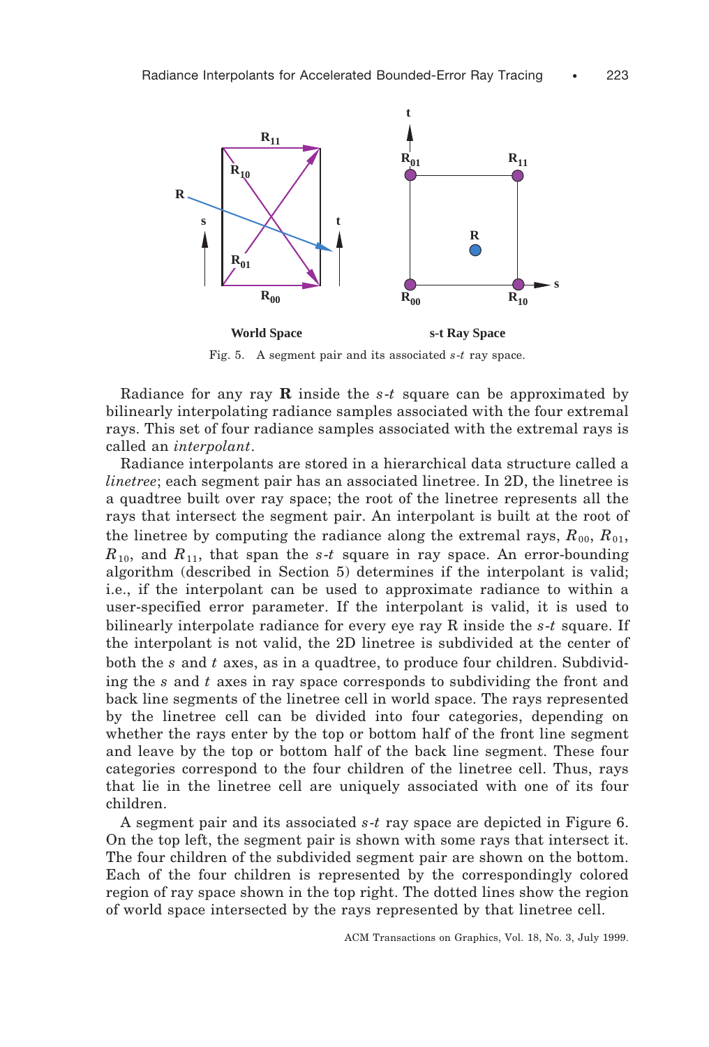Fig. 5. A segment pair and its associated *s-t* ray space.

Radiance for any ray **R** inside the *s-t* square can be approximated by bilinearly interpolating radiance samples associated with the four extremal rays. This set of four radiance samples associated with the extremal rays is called an *interpolant*.

Radiance interpolants are stored in a hierarchical data structure called a *linetree*; each segment pair has an associated linetree. In 2D, the linetree is a quadtree built over ray space; the root of the linetree represents all the rays that intersect the segment pair. An interpolant is built at the root of the linetree by computing the radiance along the extremal rays, $R_{00}$, $R_{01}$, $R_{10}$, and $R_{11}$, that span the *s-t* square in ray space. An error-bounding algorithm (described in Section 5) determines if the interpolant is valid; i.e., if the interpolant can be used to approximate radiance to within a user-specified error parameter. If the interpolant is valid, it is used to bilinearly interpolate radiance for every eye ray R inside the *s-t* square. If the interpolant is not valid, the 2D linetree is subdivided at the center of both the *s* and *t* axes, as in a quadtree, to produce four children. Subdividing the *s* and *t* axes in ray space corresponds to subdividing the front and back line segments of the linetree cell in world space. The rays represented by the linetree cell can be divided into four categories, depending on whether the rays enter by the top or bottom half of the front line segment and leave by the top or bottom half of the back line segment. These four categories correspond to the four children of the linetree cell. Thus, rays that lie in the linetree cell are uniquely associated with one of its four children.

A segment pair and its associated *s-t* ray space are depicted in Figure 6. On the top left, the segment pair is shown with some rays that intersect it. The four children of the subdivided segment pair are shown on the bottom. Each of the four children is represented by the correspondingly colored region of ray space shown in the top right. The dotted lines show the region of world space intersected by the rays represented by that linetree cell.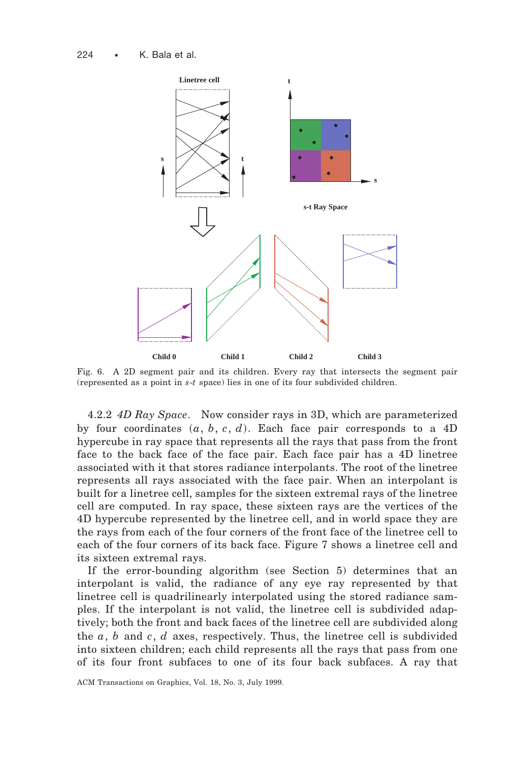Fig. 6. A 2D segment pair and its children. Every ray that intersects the segment pair (represented as a point in $s$-$t$ space) lies in one of its four subdivided children.

4.2.2 *4D Ray Space*. Now consider rays in 3D, which are parameterized by four coordinates $(a, b, c, d)$. Each face pair corresponds to a 4D hypercube in ray space that represents all the rays that pass from the front face to the back face of the face pair. Each face pair has a 4D linetree associated with it that stores radiance interpolants. The root of the linetree represents all rays associated with the face pair. When an interpolant is built for a linetree cell, samples for the sixteen extremal rays of the linetree cell are computed. In ray space, these sixteen rays are the vertices of the 4D hypercube represented by the linetree cell, and in world space they are the rays from each of the four corners of the front face of the linetree cell to each of the four corners of its back face. Figure 7 shows a linetree cell and its sixteen extremal rays.

If the error-bounding algorithm (see Section 5) determines that an interpolant is valid, the radiance of any eye ray represented by that linetree cell is quadrilinearly interpolated using the stored radiance samples. If the interpolant is not valid, the linetree cell is subdivided adaptively; both the front and back faces of the linetree cell are subdivided along the $a$, $b$ and $c$, $d$ axes, respectively. Thus, the linetree cell is subdivided into sixteen children; each child represents all the rays that pass from one of its four front subfaces to one of its four back subfaces. A ray that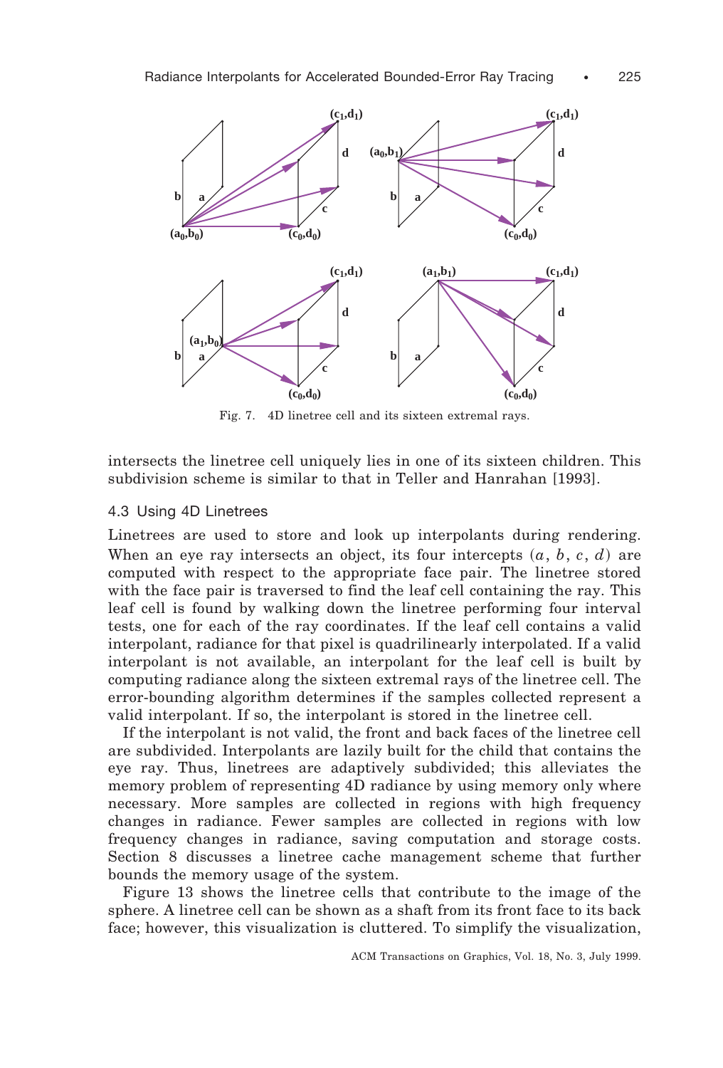Fig. 7. 4D linetree cell and its sixteen extremal rays.

intersects the linetree cell uniquely lies in one of its sixteen children. This subdivision scheme is similar to that in Teller and Hanrahan [1993].

### 4.3 Using 4D Linetrees

Linetrees are used to store and look up interpolants during rendering. When an eye ray intersects an object, its four intercepts $(a, b, c, d)$ are computed with respect to the appropriate face pair. The linetree stored with the face pair is traversed to find the leaf cell containing the ray. This leaf cell is found by walking down the linetree performing four interval tests, one for each of the ray coordinates. If the leaf cell contains a valid interpolant, radiance for that pixel is quadrilinearly interpolated. If a valid interpolant is not available, an interpolant for the leaf cell is built by computing radiance along the sixteen extremal rays of the linetree cell. The error-bounding algorithm determines if the samples collected represent a valid interpolant. If so, the interpolant is stored in the linetree cell.

If the interpolant is not valid, the front and back faces of the linetree cell are subdivided. Interpolants are lazily built for the child that contains the eye ray. Thus, linetrees are adaptively subdivided; this alleviates the memory problem of representing 4D radiance by using memory only where necessary. More samples are collected in regions with high frequency changes in radiance. Fewer samples are collected in regions with low frequency changes in radiance, saving computation and storage costs. Section 8 discusses a linetree cache management scheme that further bounds the memory usage of the system.

Figure 13 shows the linetree cells that contribute to the image of the sphere. A linetree cell can be shown as a shaft from its front face to its back face; however, this visualization is cluttered. To simplify the visualization,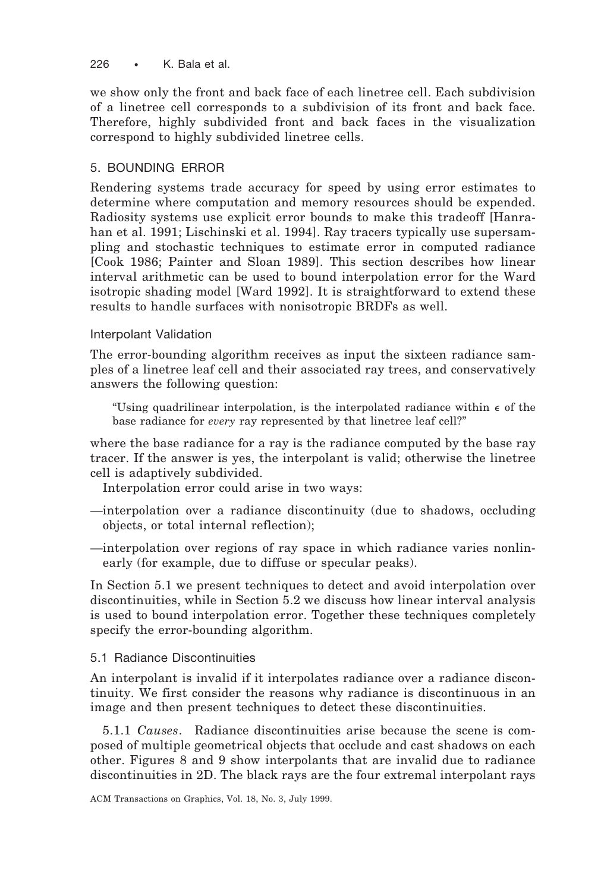we show only the front and back face of each linetree cell. Each subdivision of a linetree cell corresponds to a subdivision of its front and back face. Therefore, highly subdivided front and back faces in the visualization correspond to highly subdivided linetree cells.

## 5. BOUNDING ERROR

Rendering systems trade accuracy for speed by using error estimates to determine where computation and memory resources should be expended. Radiosity systems use explicit error bounds to make this tradeoff [Hanrahan et al. 1991; Lischinski et al. 1994]. Ray tracers typically use supersampling and stochastic techniques to estimate error in computed radiance [Cook 1986; Painter and Sloan 1989]. This section describes how linear interval arithmetic can be used to bound interpolation error for the Ward isotropic shading model [Ward 1992]. It is straightforward to extend these results to handle surfaces with nonisotropic BRDFs as well.

### Interpolant Validation

The error-bounding algorithm receives as input the sixteen radiance samples of a linetree leaf cell and their associated ray trees, and conservatively answers the following question:

> "Using quadrilinear interpolation, is the interpolated radiance within $\epsilon$ of the base radiance for *every* ray represented by that linetree leaf cell?"

where the base radiance for a ray is the radiance computed by the base ray tracer. If the answer is yes, the interpolant is valid; otherwise the linetree cell is adaptively subdivided.

Interpolation error could arise in two ways:

—interpolation over a radiance discontinuity (due to shadows, occluding objects, or total internal reflection);

—interpolation over regions of ray space in which radiance varies nonlinearly (for example, due to diffuse or specular peaks).

In Section 5.1 we present techniques to detect and avoid interpolation over discontinuities, while in Section 5.2 we discuss how linear interval analysis is used to bound interpolation error. Together these techniques completely specify the error-bounding algorithm.

### 5.1 Radiance Discontinuities

An interpolant is invalid if it interpolates radiance over a radiance discontinuity. We first consider the reasons why radiance is discontinuous in an image and then present techniques to detect these discontinuities.

5.1.1 *Causes*. Radiance discontinuities arise because the scene is composed of multiple geometrical objects that occlude and cast shadows on each other. Figures 8 and 9 show interpolants that are invalid due to radiance discontinuities in 2D. The black rays are the four extremal interpolant rays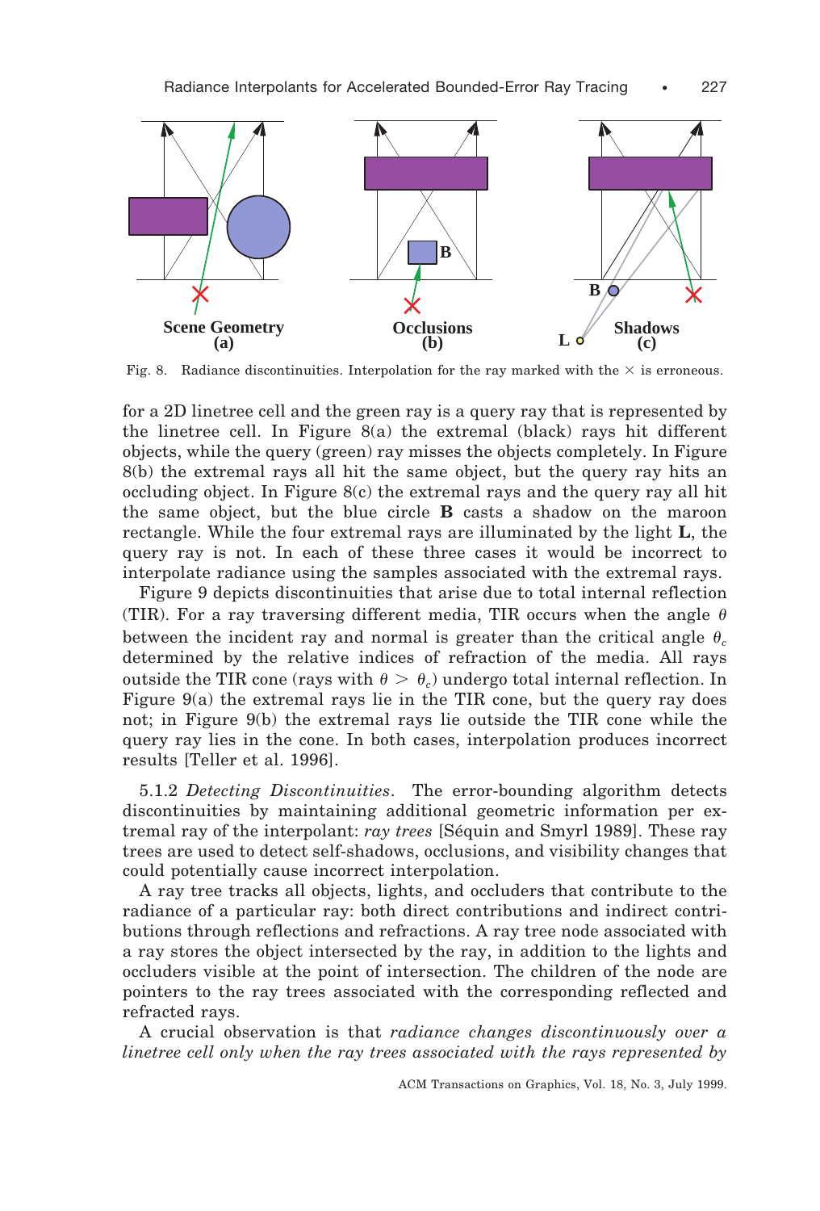Fig. 8. Radiance discontinuities. Interpolation for the ray marked with the $\times$ is erroneous.

for a 2D linetree cell and the green ray is a query ray that is represented by the linetree cell. In Figure 8(a) the extremal (black) rays hit different objects, while the query (green) ray misses the objects completely. In Figure 8(b) the extremal rays all hit the same object, but the query ray hits an occluding object. In Figure 8(c) the extremal rays and the query ray all hit the same object, but the blue circle **B** casts a shadow on the maroon rectangle. While the four extremal rays are illuminated by the light **L**, the query ray is not. In each of these three cases it would be incorrect to interpolate radiance using the samples associated with the extremal rays.

Figure 9 depicts discontinuities that arise due to total internal reflection (TIR). For a ray traversing different media, TIR occurs when the angle $\theta$ between the incident ray and normal is greater than the critical angle $\theta_c$ determined by the relative indices of refraction of the media. All rays outside the TIR cone (rays with $\theta > \theta_c$) undergo total internal reflection. In Figure 9(a) the extremal rays lie in the TIR cone, but the query ray does not; in Figure 9(b) the extremal rays lie outside the TIR cone while the query ray lies in the cone. In both cases, interpolation produces incorrect results [Teller et al. 1996].

5.1.2 *Detecting Discontinuities*. The error-bounding algorithm detects discontinuities by maintaining additional geometric information per extremal ray of the interpolant: *ray trees* [Séquin and Smyrl 1989]. These ray trees are used to detect self-shadows, occlusions, and visibility changes that could potentially cause incorrect interpolation.

A ray tree tracks all objects, lights, and occluders that contribute to the radiance of a particular ray: both direct contributions and indirect contributions through reflections and refractions. A ray tree node associated with a ray stores the object intersected by the ray, in addition to the lights and occluders visible at the point of intersection. The children of the node are pointers to the ray trees associated with the corresponding reflected and refracted rays.

A crucial observation is that *radiance changes discontinuously over a linetree cell only when the ray trees associated with the rays represented by*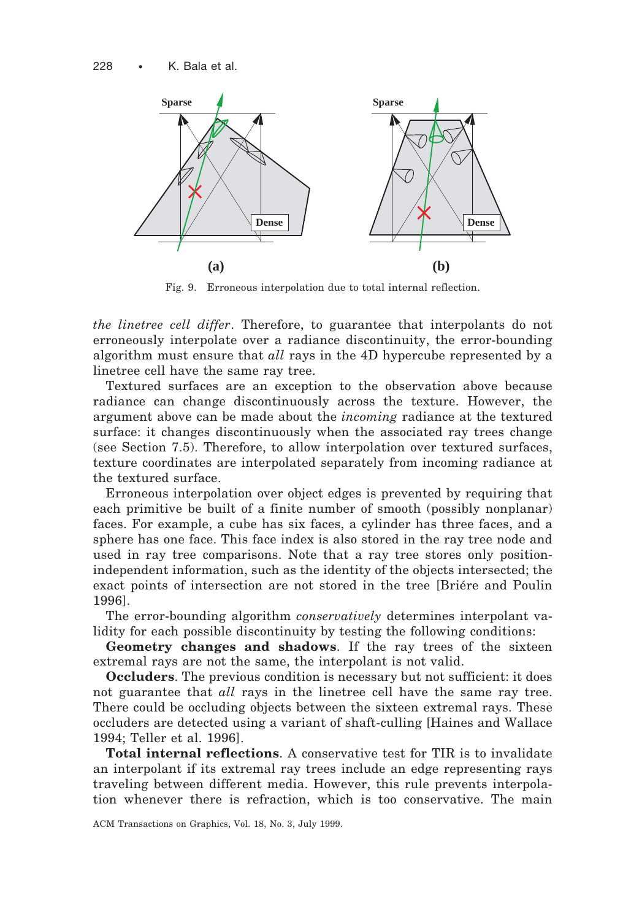Fig. 9. Erroneous interpolation due to total internal reflection.

*the linetree cell differ*. Therefore, to guarantee that interpolants do not erroneously interpolate over a radiance discontinuity, the error-bounding algorithm must ensure that *all* rays in the 4D hypercube represented by a linetree cell have the same ray tree.

Textured surfaces are an exception to the observation above because radiance can change discontinuously across the texture. However, the argument above can be made about the *incoming* radiance at the textured surface: it changes discontinuously when the associated ray trees change (see Section 7.5). Therefore, to allow interpolation over textured surfaces, texture coordinates are interpolated separately from incoming radiance at the textured surface.

Erroneous interpolation over object edges is prevented by requiring that each primitive be built of a finite number of smooth (possibly nonplanar) faces. For example, a cube has six faces, a cylinder has three faces, and a sphere has one face. This face index is also stored in the ray tree node and used in ray tree comparisons. Note that a ray tree stores only position-independent information, such as the identity of the objects intersected; the exact points of intersection are not stored in the tree [Briére and Poulin 1996].

The error-bounding algorithm *conservatively* determines interpolant validity for each possible discontinuity by testing the following conditions:

**Geometry changes and shadows**. If the ray trees of the sixteen extremal rays are not the same, the interpolant is not valid.

**Occluders**. The previous condition is necessary but not sufficient: it does not guarantee that *all* rays in the linetree cell have the same ray tree. There could be occluding objects between the sixteen extremal rays. These occluders are detected using a variant of shaft-culling [Haines and Wallace 1994; Teller et al. 1996].

**Total internal reflections**. A conservative test for TIR is to invalidate an interpolant if its extremal ray trees include an edge representing rays traveling between different media. However, this rule prevents interpolation whenever there is refraction, which is too conservative. The main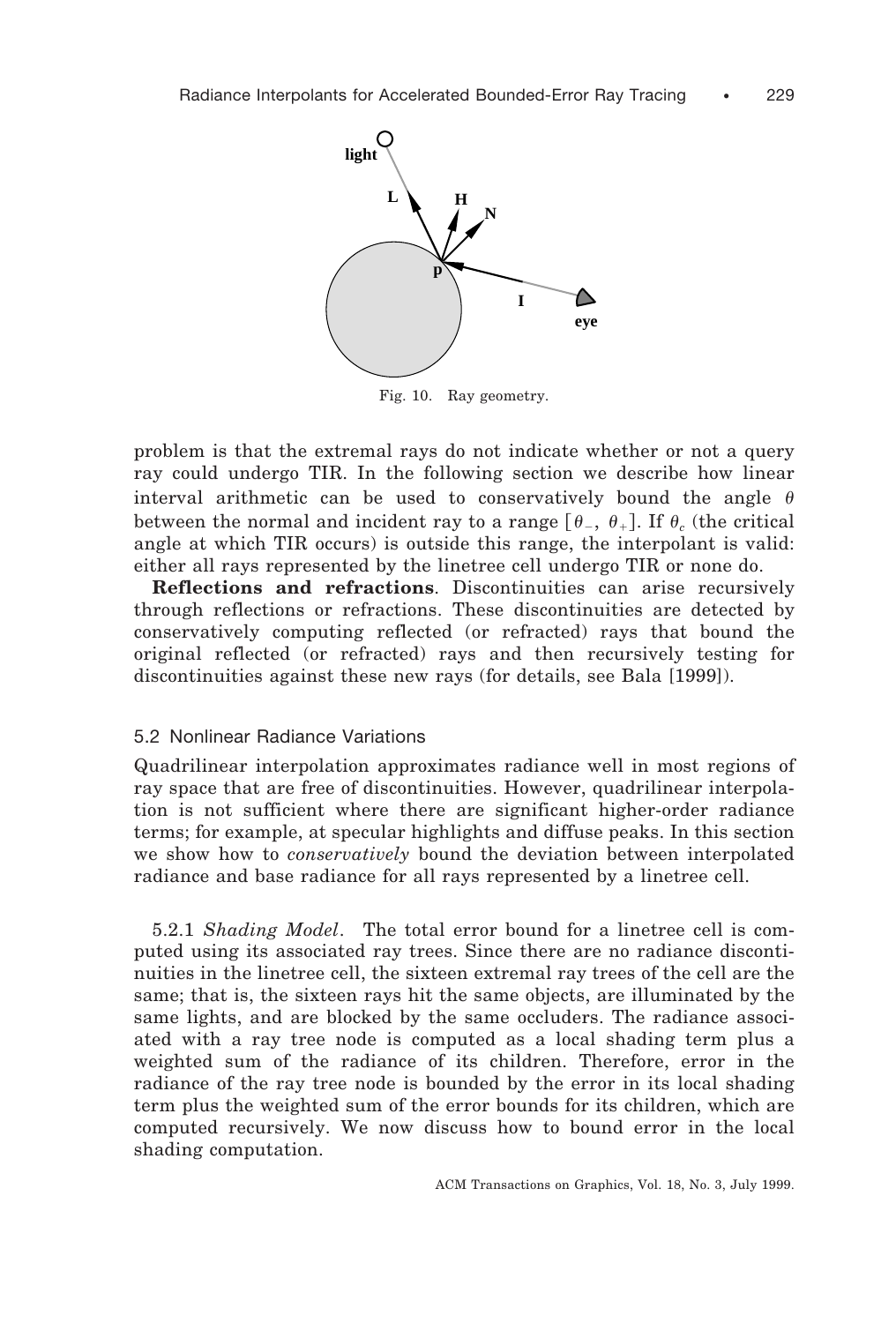Fig. 10. Ray geometry.

problem is that the extremal rays do not indicate whether or not a query ray could undergo TIR. In the following section we describe how linear interval arithmetic can be used to conservatively bound the angle $\theta$ between the normal and incident ray to a range $[\theta_-, \theta_+]$. If $\theta_c$ (the critical angle at which TIR occurs) is outside this range, the interpolant is valid: either all rays represented by the linetree cell undergo TIR or none do.

**Reflections and refractions**. Discontinuities can arise recursively through reflections or refractions. These discontinuities are detected by conservatively computing reflected (or refracted) rays that bound the original reflected (or refracted) rays and then recursively testing for discontinuities against these new rays (for details, see Bala [1999]).

### 5.2 Nonlinear Radiance Variations

Quadrilinear interpolation approximates radiance well in most regions of ray space that are free of discontinuities. However, quadrilinear interpolation is not sufficient where there are significant higher-order radiance terms; for example, at specular highlights and diffuse peaks. In this section we show how to *conservatively* bound the deviation between interpolated radiance and base radiance for all rays represented by a linetree cell.

5.2.1 *Shading Model*. The total error bound for a linetree cell is computed using its associated ray trees. Since there are no radiance discontinuities in the linetree cell, the sixteen extremal ray trees of the cell are the same; that is, the sixteen rays hit the same objects, are illuminated by the same lights, and are blocked by the same occluders. The radiance associated with a ray tree node is computed as a local shading term plus a weighted sum of the radiance of its children. Therefore, error in the radiance of the ray tree node is bounded by the error in its local shading term plus the weighted sum of the error bounds for its children, which are computed recursively. We now discuss how to bound error in the local shading computation.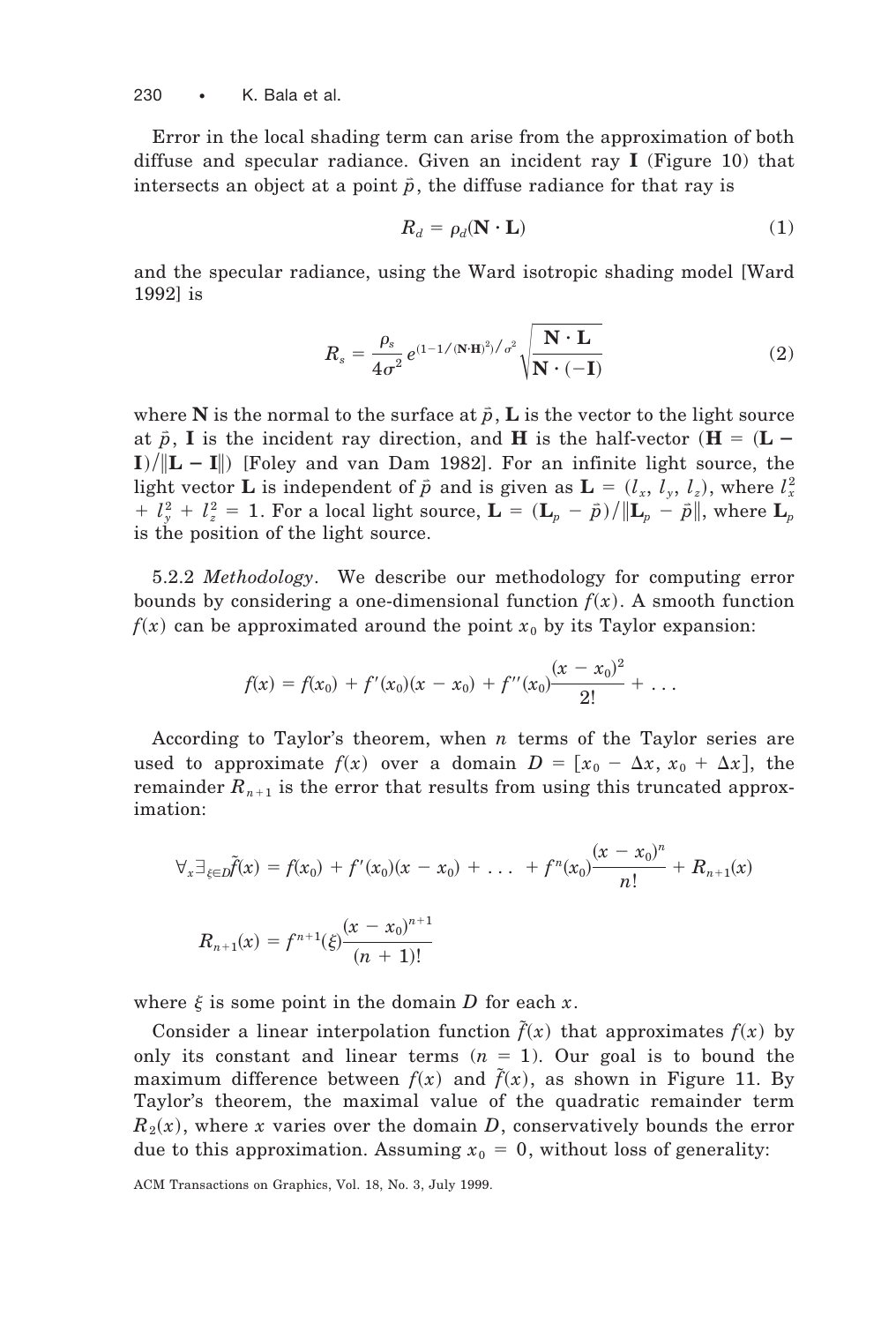Error in the local shading term can arise from the approximation of both diffuse and specular radiance. Given an incident ray $\mathbf{I}$ (Figure 10) that intersects an object at a point $\vec{p}$, the diffuse radiance for that ray is

$$R_d = \rho_d(\mathbf{N} \cdot \mathbf{L}) \tag{1}$$

and the specular radiance, using the Ward isotropic shading model [Ward 1992] is

$$R_s = \frac{\rho_s}{4\sigma^2} e^{(1-1/(\mathbf{N}\cdot\mathbf{H})^2)/\sigma^2} \sqrt{\frac{\mathbf{N} \cdot \mathbf{L}}{\mathbf{N} \cdot (-\mathbf{I})}} \tag{2}$$

where $\mathbf{N}$ is the normal to the surface at $\vec{p}$, $\mathbf{L}$ is the vector to the light source at $\vec{p}$, $\mathbf{I}$ is the incident ray direction, and $\mathbf{H}$ is the half-vector ($\mathbf{H} = (\mathbf{L} - \mathbf{I})/\|\mathbf{L} - \mathbf{I}\|$) [Foley and van Dam 1982]. For an infinite light source, the light vector $\mathbf{L}$ is independent of $\vec{p}$ and is given as $\mathbf{L} = (l_x, l_y, l_z)$, where $l_x^2 + l_y^2 + l_z^2 = 1$. For a local light source, $\mathbf{L} = (\mathbf{L}_p - \vec{p})/\|\mathbf{L}_p - \vec{p}\|$, where $\mathbf{L}_p$ is the position of the light source.

5.2.2 *Methodology*. We describe our methodology for computing error bounds by considering a one-dimensional function $f(x)$. A smooth function $f(x)$ can be approximated around the point $x_0$ by its Taylor expansion:

$$f(x) = f(x_0) + f'(x_0)(x - x_0) + f''(x_0)\frac{(x - x_0)^2}{2!} + \ldots$$

According to Taylor's theorem, when $n$ terms of the Taylor series are used to approximate $f(x)$ over a domain $D = [x_0 - \Delta x, x_0 + \Delta x]$, the remainder $R_{n+1}$ is the error that results from using this truncated approximation:

$$\forall_x \exists_{\xi \in D} \tilde{f}(x) = f(x_0) + f'(x_0)(x - x_0) + \ldots + f^n(x_0)\frac{(x - x_0)^n}{n!} + R_{n+1}(x)$$

$$R_{n+1}(x) = f^{n+1}(\xi)\frac{(x - x_0)^{n+1}}{(n+1)!}$$

where $\xi$ is some point in the domain $D$ for each $x$.

Consider a linear interpolation function $\tilde{f}(x)$ that approximates $f(x)$ by only its constant and linear terms ($n = 1$). Our goal is to bound the maximum difference between $f(x)$ and $\tilde{f}(x)$, as shown in Figure 11. By Taylor's theorem, the maximal value of the quadratic remainder term $R_2(x)$, where $x$ varies over the domain $D$, conservatively bounds the error due to this approximation. Assuming $x_0 = 0$, without loss of generality: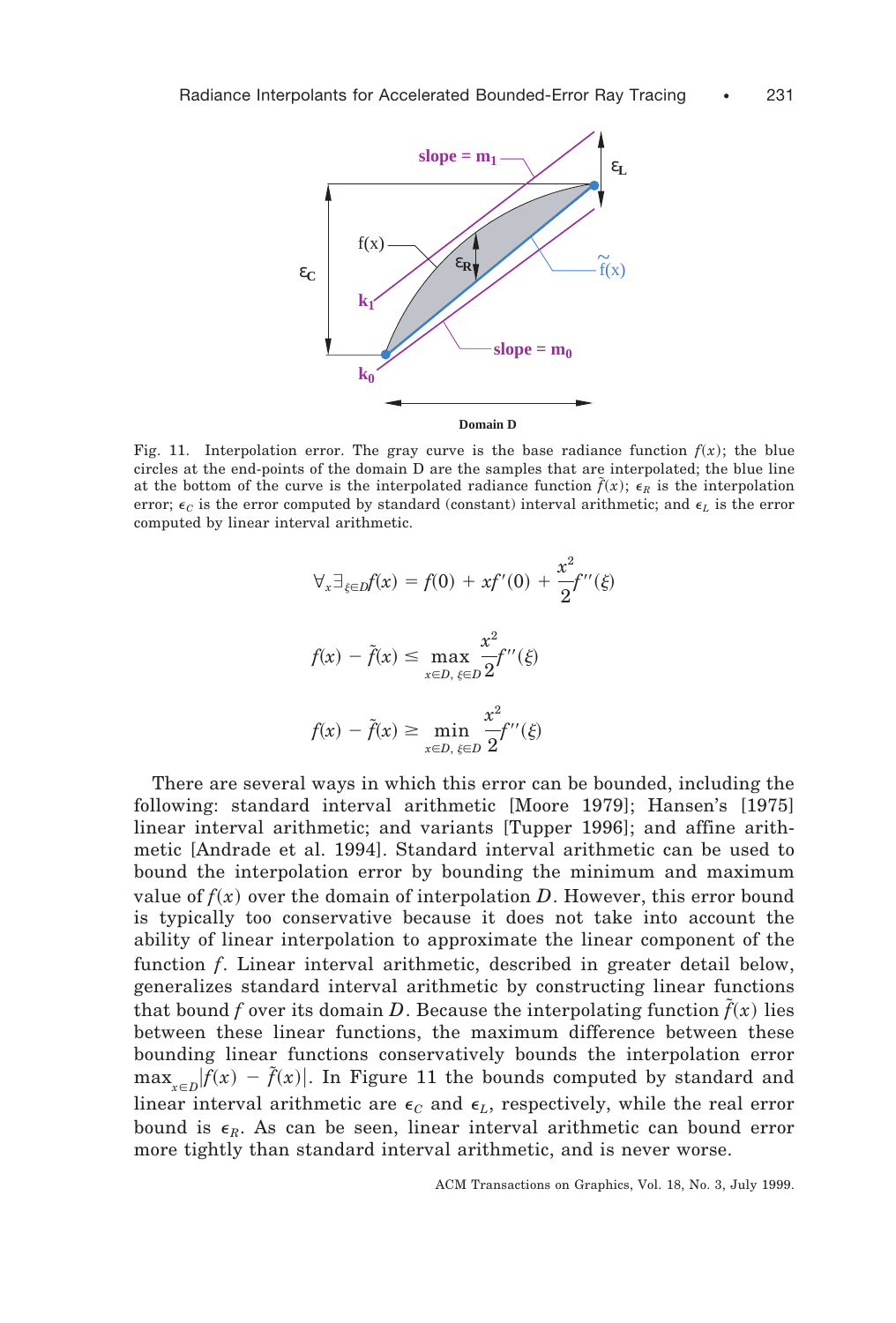Fig. 11. Interpolation error. The gray curve is the base radiance function $f(x)$; the blue circles at the end-points of the domain D are the samples that are interpolated; the blue line at the bottom of the curve is the interpolated radiance function $\tilde{f}(x)$; $\epsilon_R$ is the interpolation error; $\epsilon_C$ is the error computed by standard (constant) interval arithmetic; and $\epsilon_L$ is the error computed by linear interval arithmetic.

$$\forall_x \exists_{\xi \in D} f(x) = f(0) + x f'(0) + \frac{x^2}{2} f''(\xi)$$

$$f(x) - \tilde{f}(x) \leq \max_{x \in D,\, \xi \in D} \frac{x^2}{2} f''(\xi)$$

$$f(x) - \tilde{f}(x) \geq \min_{x \in D,\, \xi \in D} \frac{x^2}{2} f''(\xi)$$

There are several ways in which this error can be bounded, including the following: standard interval arithmetic [Moore 1979]; Hansen's [1975] linear interval arithmetic; and variants [Tupper 1996]; and affine arithmetic [Andrade et al. 1994]. Standard interval arithmetic can be used to bound the interpolation error by bounding the minimum and maximum value of $f(x)$ over the domain of interpolation $D$. However, this error bound is typically too conservative because it does not take into account the ability of linear interpolation to approximate the linear component of the function $f$. Linear interval arithmetic, described in greater detail below, generalizes standard interval arithmetic by constructing linear functions that bound $f$ over its domain $D$. Because the interpolating function $\tilde{f}(x)$ lies between these linear functions, the maximum difference between these bounding linear functions conservatively bounds the interpolation error $\max_{x \in D} |f(x) - \tilde{f}(x)|$. In Figure 11 the bounds computed by standard and linear interval arithmetic are $\epsilon_C$ and $\epsilon_L$, respectively, while the real error bound is $\epsilon_R$. As can be seen, linear interval arithmetic can bound error more tightly than standard interval arithmetic, and is never worse.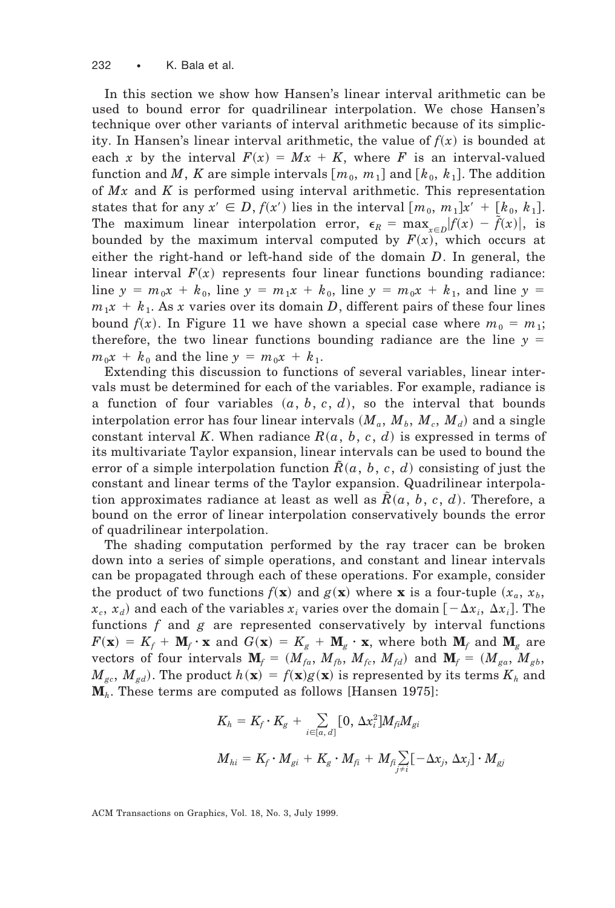In this section we show how Hansen's linear interval arithmetic can be used to bound error for quadrilinear interpolation. We chose Hansen's technique over other variants of interval arithmetic because of its simplicity. In Hansen's linear interval arithmetic, the value of $f(x)$ is bounded at each $x$ by the interval $F(x) = Mx + K$, where $F$ is an interval-valued function and $M$, $K$ are simple intervals $[m_0, m_1]$ and $[k_0, k_1]$. The addition of $Mx$ and $K$ is performed using interval arithmetic. This representation states that for any $x' \in D$, $f(x')$ lies in the interval $[m_0, m_1]x' + [k_0, k_1]$. The maximum linear interpolation error, $\epsilon_R = \max_{x \in D} |f(x) - \tilde{f}(x)|$, is bounded by the maximum interval computed by $F(x)$, which occurs at either the right-hand or left-hand side of the domain $D$. In general, the linear interval $F(x)$ represents four linear functions bounding radiance: line $y = m_0 x + k_0$, line $y = m_1 x + k_0$, line $y = m_0 x + k_1$, and line $y = m_1 x + k_1$. As $x$ varies over its domain $D$, different pairs of these four lines bound $f(x)$. In Figure 11 we have shown a special case where $m_0 = m_1$; therefore, the two linear functions bounding radiance are the line $y = m_0 x + k_0$ and the line $y = m_0 x + k_1$.

Extending this discussion to functions of several variables, linear intervals must be determined for each of the variables. For example, radiance is a function of four variables $(a, b, c, d)$, so the interval that bounds interpolation error has four linear intervals $(M_a, M_b, M_c, M_d)$ and a single constant interval $K$. When radiance $R(a, b, c, d)$ is expressed in terms of its multivariate Taylor expansion, linear intervals can be used to bound the error of a simple interpolation function $\tilde{R}(a, b, c, d)$ consisting of just the constant and linear terms of the Taylor expansion. Quadrilinear interpolation approximates radiance at least as well as $\tilde{R}(a, b, c, d)$. Therefore, a bound on the error of linear interpolation conservatively bounds the error of quadrilinear interpolation.

The shading computation performed by the ray tracer can be broken down into a series of simple operations, and constant and linear intervals can be propagated through each of these operations. For example, consider the product of two functions $f(\mathbf{x})$ and $g(\mathbf{x})$ where $\mathbf{x}$ is a four-tuple $(x_a, x_b, x_c, x_d)$ and each of the variables $x_i$ varies over the domain $[-\Delta x_i, \Delta x_i]$. The functions $f$ and $g$ are represented conservatively by interval functions $F(\mathbf{x}) = K_f + \mathbf{M}_f \cdot \mathbf{x}$ and $G(\mathbf{x}) = K_g + \mathbf{M}_g \cdot \mathbf{x}$, where both $\mathbf{M}_f$ and $\mathbf{M}_g$ are vectors of four intervals $\mathbf{M}_f = (M_{fa}, M_{fb}, M_{fc}, M_{fd})$ and $\mathbf{M}_f = (M_{ga}, M_{gb}, M_{gc}, M_{gd})$. The product $h(\mathbf{x}) = f(\mathbf{x})g(\mathbf{x})$ is represented by its terms $K_h$ and $\mathbf{M}_h$. These terms are computed as follows [Hansen 1975]:

$$K_h = K_f \cdot K_g + \sum_{i \in [a, d]} [0, \Delta x_i^2] M_{fi} M_{gi}$$

$$M_{hi} = K_f \cdot M_{gi} + K_g \cdot M_{fi} + M_{fi} \sum_{j \neq i} [-\Delta x_j, \Delta x_j] \cdot M_{gj}$$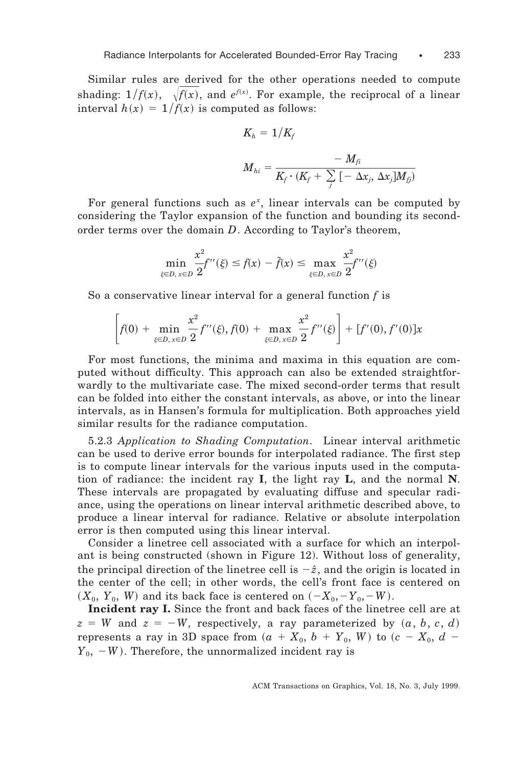Similar rules are derived for the other operations needed to compute shading: $1/f(x)$, $\sqrt{f(x)}$, and $e^{f(x)}$. For example, the reciprocal of a linear interval $h(x) = 1/f(x)$ is computed as follows:

$$K_h = 1/K_f$$

$$M_{hi} = \frac{-M_{fi}}{K_f \cdot (K_f + \sum_j [-\Delta x_j, \Delta x_j] M_{fj})}$$

For general functions such as $e^x$, linear intervals can be computed by considering the Taylor expansion of the function and bounding its second-order terms over the domain $D$. According to Taylor's theorem,

$$\min_{\xi \in D,\, x \in D} \frac{x^2}{2} f''(\xi) \leq f(x) - \tilde{f}(x) \leq \max_{\xi \in D,\, x \in D} \frac{x^2}{2} f''(\xi)$$

So a conservative linear interval for a general function $f$ is

$$\left[ f(0) + \min_{\xi \in D,\, x \in D} \frac{x^2}{2} f''(\xi), f(0) + \max_{\xi \in D,\, x \in D} \frac{x^2}{2} f''(\xi) \right] + [f'(0), f'(0)]x$$

For most functions, the minima and maxima in this equation are computed without difficulty. This approach can also be extended straightforwardly to the multivariate case. The mixed second-order terms that result can be folded into either the constant intervals, as above, or into the linear intervals, as in Hansen's formula for multiplication. Both approaches yield similar results for the radiance computation.

5.2.3 *Application to Shading Computation*. Linear interval arithmetic can be used to derive error bounds for interpolated radiance. The first step is to compute linear intervals for the various inputs used in the computation of radiance: the incident ray **I**, the light ray **L**, and the normal **N**. These intervals are propagated by evaluating diffuse and specular radiance, using the operations on linear interval arithmetic described above, to produce a linear interval for radiance. Relative or absolute interpolation error is then computed using this linear interval.

Consider a linetree cell associated with a surface for which an interpolant is being constructed (shown in Figure 12). Without loss of generality, the principal direction of the linetree cell is $-\hat{z}$, and the origin is located in the center of the cell; in other words, the cell's front face is centered on $(X_0, Y_0, W)$ and its back face is centered on $(-X_0, -Y_0, -W)$.

**Incident ray I.** Since the front and back faces of the linetree cell are at $z = W$ and $z = -W$, respectively, a ray parameterized by $(a, b, c, d)$ represents a ray in 3D space from $(a + X_0, b + Y_0, W)$ to $(c - X_0, d - Y_0, -W)$. Therefore, the unnormalized incident ray is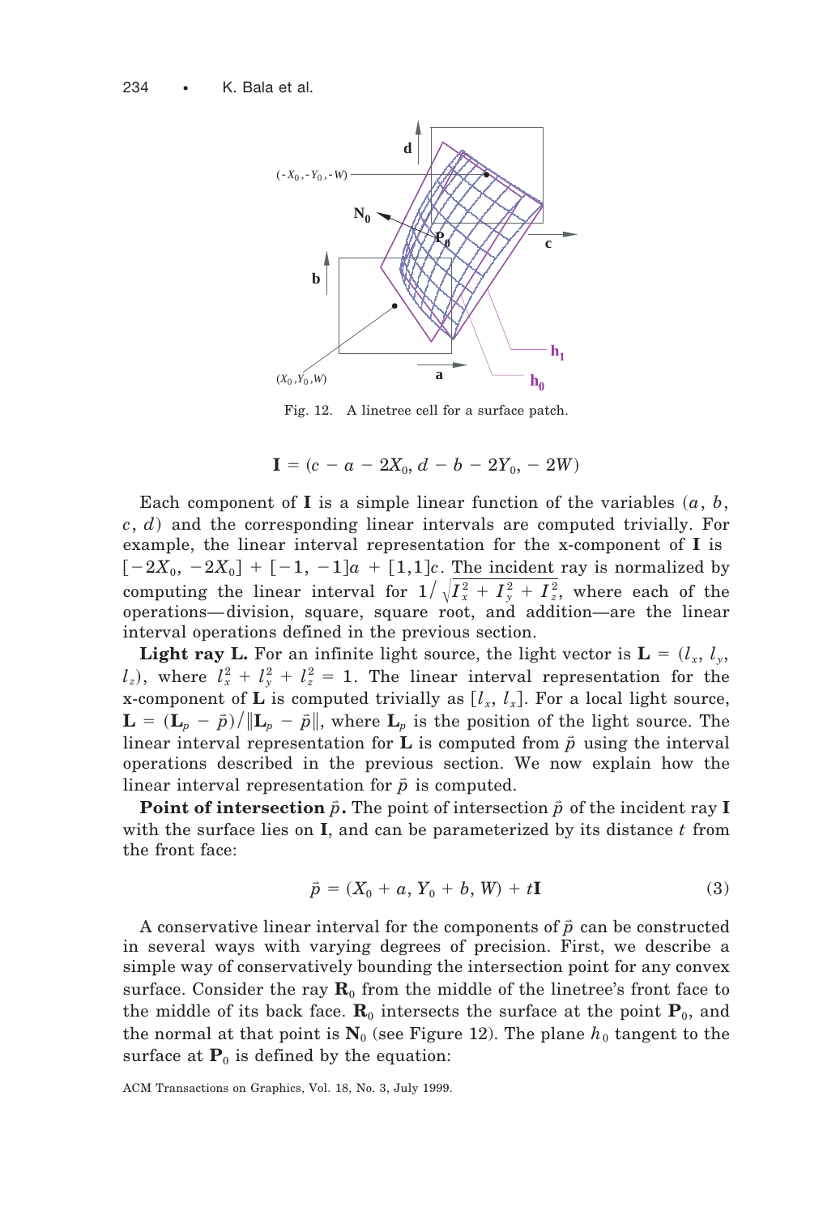Fig. 12. A linetree cell for a surface patch.

$$\mathbf{I} = (c - a - 2X_0, d - b - 2Y_0, -2W)$$

Each component of $\mathbf{I}$ is a simple linear function of the variables $(a, b, c, d)$ and the corresponding linear intervals are computed trivially. For example, the linear interval representation for the x-component of $\mathbf{I}$ is $[-2X_0, -2X_0] + [-1, -1]a + [1,1]c$. The incident ray is normalized by computing the linear interval for $1/\sqrt{I_x^2 + I_y^2 + I_z^2}$, where each of the operations—division, square, square root, and addition—are the linear interval operations defined in the previous section.

**Light ray L.** For an infinite light source, the light vector is $\mathbf{L} = (l_x, l_y, l_z)$, where $l_x^2 + l_y^2 + l_z^2 = 1$. The linear interval representation for the x-component of $\mathbf{L}$ is computed trivially as $[l_x, l_x]$. For a local light source, $\mathbf{L} = (\mathbf{L}_p - \vec{p})/\|\mathbf{L}_p - \vec{p}\|$, where $\mathbf{L}_p$ is the position of the light source. The linear interval representation for $\mathbf{L}$ is computed from $\vec{p}$ using the interval operations described in the previous section. We now explain how the linear interval representation for $\vec{p}$ is computed.

**Point of intersection $\vec{p}$.** The point of intersection $\vec{p}$ of the incident ray $\mathbf{I}$ with the surface lies on $\mathbf{I}$, and can be parameterized by its distance $t$ from the front face:

$$\vec{p} = (X_0 + a, Y_0 + b, W) + t\mathbf{I} \tag{3}$$

A conservative linear interval for the components of $\vec{p}$ can be constructed in several ways with varying degrees of precision. First, we describe a simple way of conservatively bounding the intersection point for any convex surface. Consider the ray $\mathbf{R}_0$ from the middle of the linetree's front face to the middle of its back face. $\mathbf{R}_0$ intersects the surface at the point $\mathbf{P}_0$, and the normal at that point is $\mathbf{N}_0$ (see Figure 12). The plane $h_0$ tangent to the surface at $\mathbf{P}_0$ is defined by the equation: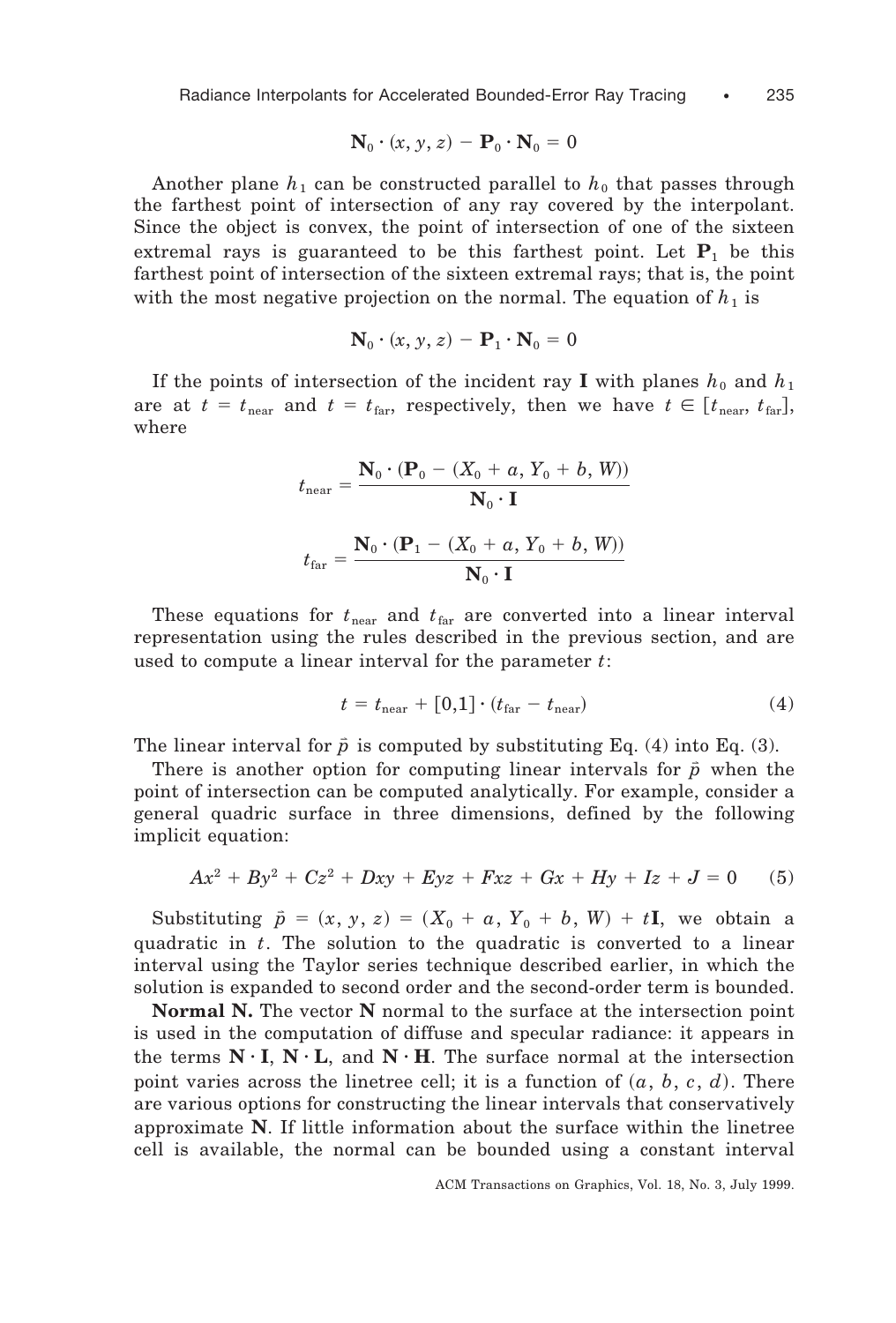$$\mathbf{N}_0 \cdot (x, y, z) - \mathbf{P}_0 \cdot \mathbf{N}_0 = 0$$

Another plane $h_1$ can be constructed parallel to $h_0$ that passes through the farthest point of intersection of any ray covered by the interpolant. Since the object is convex, the point of intersection of one of the sixteen extremal rays is guaranteed to be this farthest point. Let $\mathbf{P}_1$ be this farthest point of intersection of the sixteen extremal rays; that is, the point with the most negative projection on the normal. The equation of $h_1$ is

$$\mathbf{N}_0 \cdot (x, y, z) - \mathbf{P}_1 \cdot \mathbf{N}_0 = 0$$

If the points of intersection of the incident ray $\mathbf{I}$ with planes $h_0$ and $h_1$ are at $t = t_{\text{near}}$ and $t = t_{\text{far}}$, respectively, then we have $t \in [t_{\text{near}}, t_{\text{far}}]$, where

$$t_{\text{near}} = \frac{\mathbf{N}_0 \cdot (\mathbf{P}_0 - (X_0 + a, Y_0 + b, W))}{\mathbf{N}_0 \cdot \mathbf{I}}$$

$$t_{\text{far}} = \frac{\mathbf{N}_0 \cdot (\mathbf{P}_1 - (X_0 + a, Y_0 + b, W))}{\mathbf{N}_0 \cdot \mathbf{I}}$$

These equations for $t_{\text{near}}$ and $t_{\text{far}}$ are converted into a linear interval representation using the rules described in the previous section, and are used to compute a linear interval for the parameter $t$:

$$t = t_{\text{near}} + [0,1] \cdot (t_{\text{far}} - t_{\text{near}}) \tag{4}$$

The linear interval for $\vec{p}$ is computed by substituting Eq. (4) into Eq. (3).

There is another option for computing linear intervals for $\vec{p}$ when the point of intersection can be computed analytically. For example, consider a general quadric surface in three dimensions, defined by the following implicit equation:

$$Ax^2 + By^2 + Cz^2 + Dxy + Eyz + Fxz + Gx + Hy + Iz + J = 0 \tag{5}$$

Substituting $\vec{p} = (x, y, z) = (X_0 + a, Y_0 + b, W) + t\mathbf{I}$, we obtain a quadratic in $t$. The solution to the quadratic is converted to a linear interval using the Taylor series technique described earlier, in which the solution is expanded to second order and the second-order term is bounded.

**Normal N.** The vector $\mathbf{N}$ normal to the surface at the intersection point is used in the computation of diffuse and specular radiance: it appears in the terms $\mathbf{N} \cdot \mathbf{I}$, $\mathbf{N} \cdot \mathbf{L}$, and $\mathbf{N} \cdot \mathbf{H}$. The surface normal at the intersection point varies across the linetree cell; it is a function of $(a, b, c, d)$. There are various options for constructing the linear intervals that conservatively approximate $\mathbf{N}$. If little information about the surface within the linetree cell is available, the normal can be bounded using a constant interval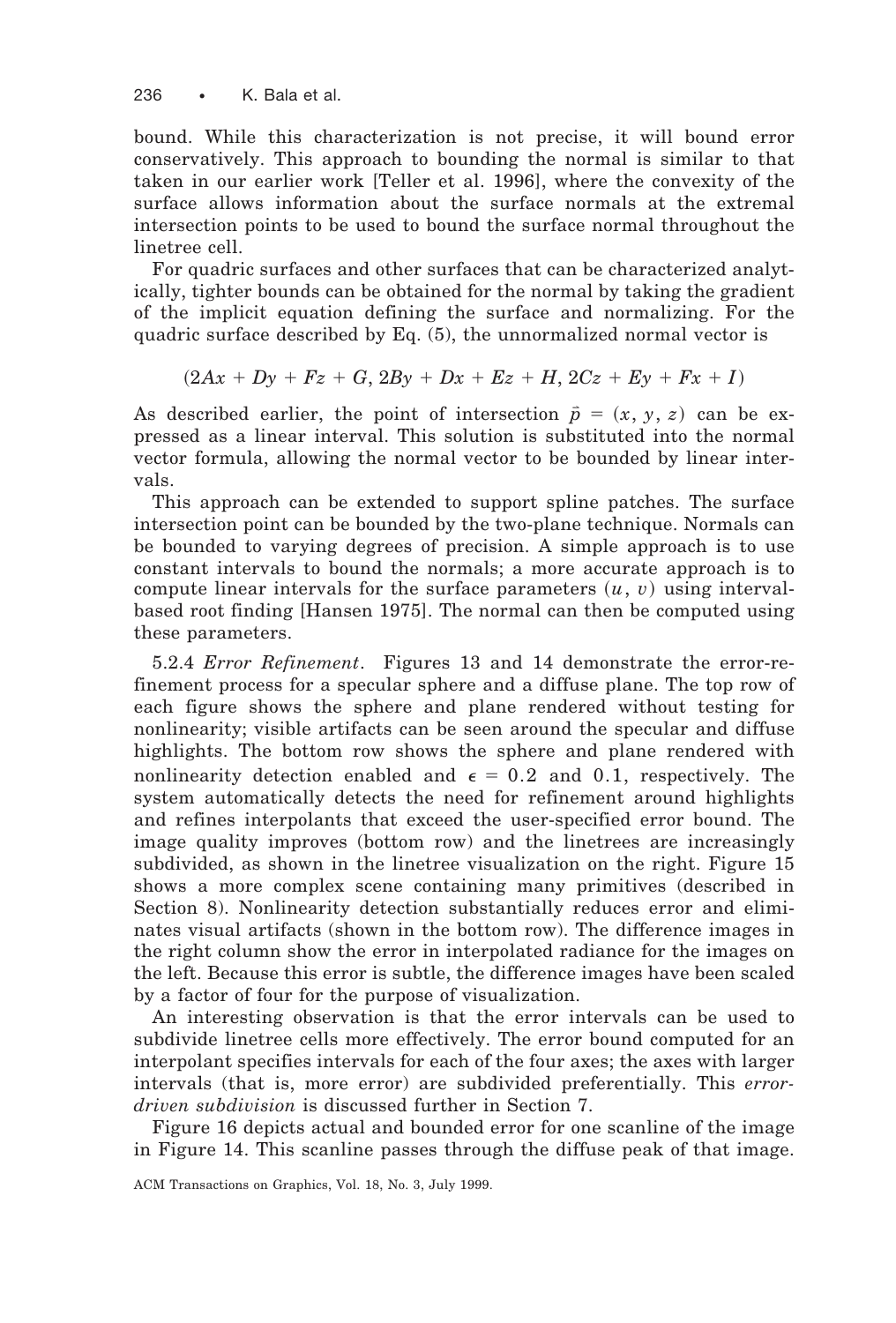bound. While this characterization is not precise, it will bound error conservatively. This approach to bounding the normal is similar to that taken in our earlier work [Teller et al. 1996], where the convexity of the surface allows information about the surface normals at the extremal intersection points to be used to bound the surface normal throughout the linetree cell.

For quadric surfaces and other surfaces that can be characterized analytically, tighter bounds can be obtained for the normal by taking the gradient of the implicit equation defining the surface and normalizing. For the quadric surface described by Eq. (5), the unnormalized normal vector is

$$(2Ax + Dy + Fz + G, 2By + Dx + Ez + H, 2Cz + Ey + Fx + I)$$

As described earlier, the point of intersection $\vec{p} = (x, y, z)$ can be expressed as a linear interval. This solution is substituted into the normal vector formula, allowing the normal vector to be bounded by linear intervals.

This approach can be extended to support spline patches. The surface intersection point can be bounded by the two-plane technique. Normals can be bounded to varying degrees of precision. A simple approach is to use constant intervals to bound the normals; a more accurate approach is to compute linear intervals for the surface parameters $(u, v)$ using interval-based root finding [Hansen 1975]. The normal can then be computed using these parameters.

5.2.4 *Error Refinement*. Figures 13 and 14 demonstrate the error-refinement process for a specular sphere and a diffuse plane. The top row of each figure shows the sphere and plane rendered without testing for nonlinearity; visible artifacts can be seen around the specular and diffuse highlights. The bottom row shows the sphere and plane rendered with nonlinearity detection enabled and $\epsilon = 0.2$ and $0.1$, respectively. The system automatically detects the need for refinement around highlights and refines interpolants that exceed the user-specified error bound. The image quality improves (bottom row) and the linetrees are increasingly subdivided, as shown in the linetree visualization on the right. Figure 15 shows a more complex scene containing many primitives (described in Section 8). Nonlinearity detection substantially reduces error and eliminates visual artifacts (shown in the bottom row). The difference images in the right column show the error in interpolated radiance for the images on the left. Because this error is subtle, the difference images have been scaled by a factor of four for the purpose of visualization.

An interesting observation is that the error intervals can be used to subdivide linetree cells more effectively. The error bound computed for an interpolant specifies intervals for each of the four axes; the axes with larger intervals (that is, more error) are subdivided preferentially. This *error-driven subdivision* is discussed further in Section 7.

Figure 16 depicts actual and bounded error for one scanline of the image in Figure 14. This scanline passes through the diffuse peak of that image.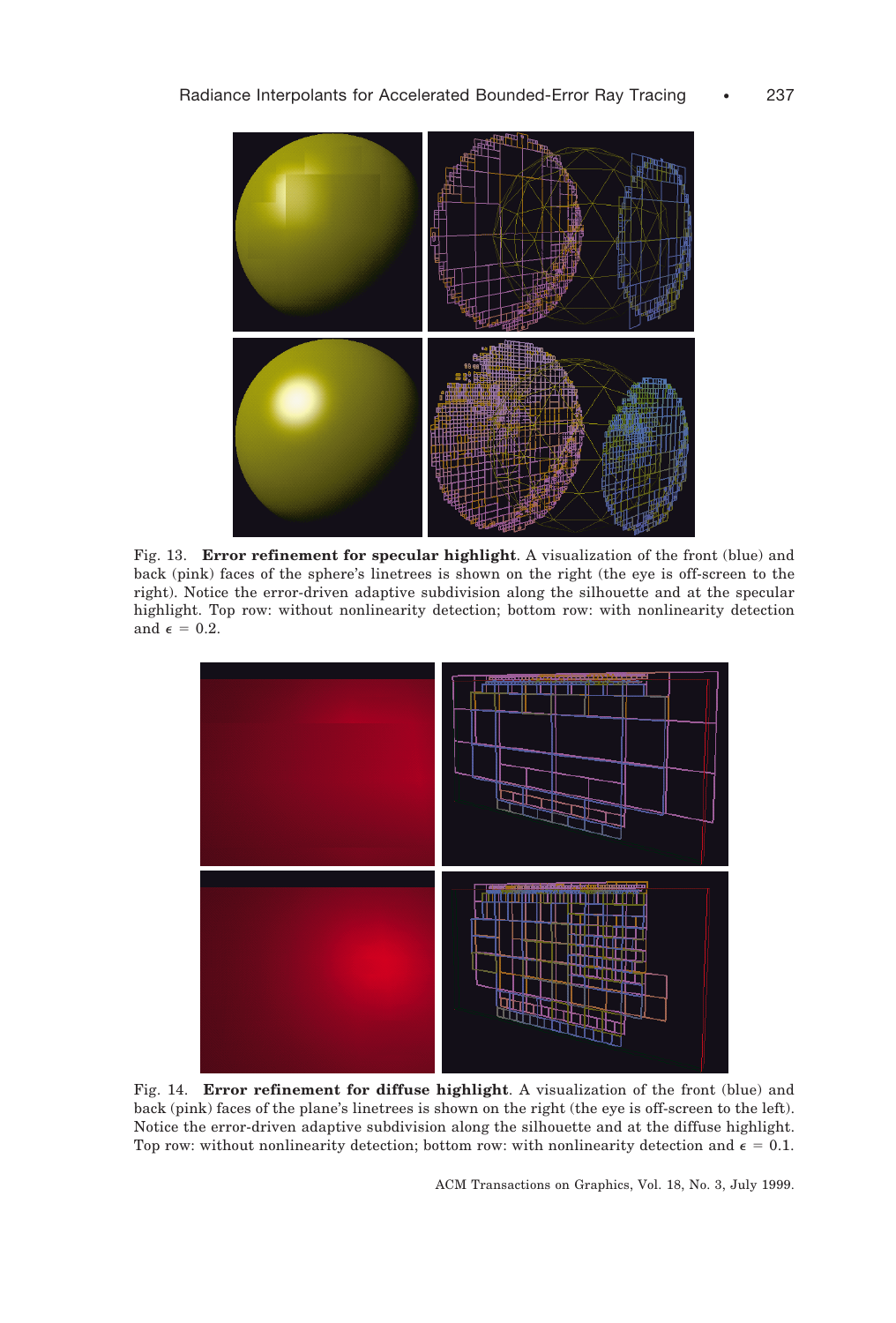Fig. 13. **Error refinement for specular highlight**. A visualization of the front (blue) and back (pink) faces of the sphere's linetrees is shown on the right (the eye is off-screen to the right). Notice the error-driven adaptive subdivision along the silhouette and at the specular highlight. Top row: without nonlinearity detection; bottom row: with nonlinearity detection and $\epsilon = 0.2$.

Fig. 14. **Error refinement for diffuse highlight**. A visualization of the front (blue) and back (pink) faces of the plane's linetrees is shown on the right (the eye is off-screen to the left). Notice the error-driven adaptive subdivision along the silhouette and at the diffuse highlight. Top row: without nonlinearity detection; bottom row: with nonlinearity detection and $\epsilon = 0.1$.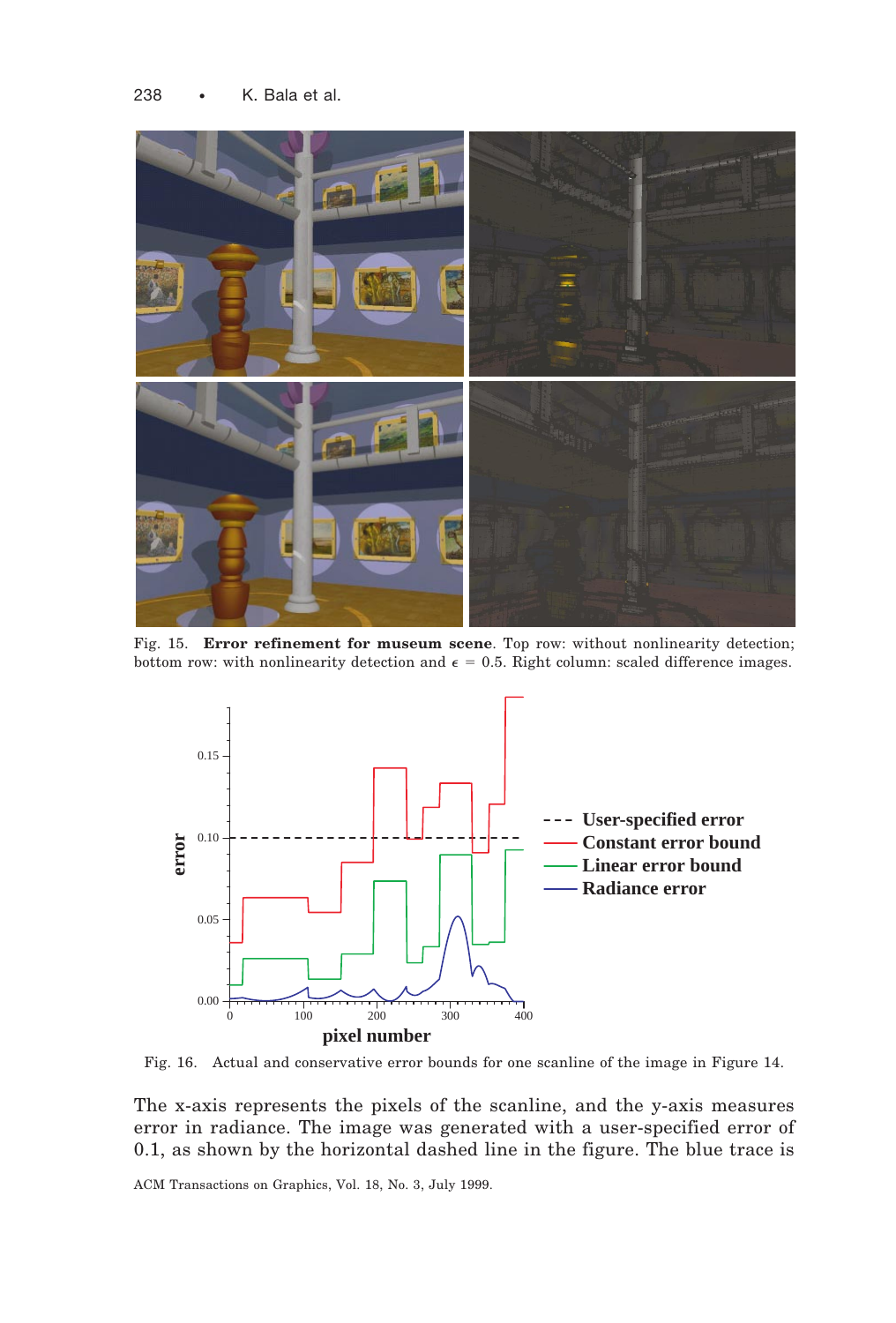Fig. 15. **Error refinement for museum scene**. Top row: without nonlinearity detection; bottom row: with nonlinearity detection and $\epsilon = 0.5$. Right column: scaled difference images.

Fig. 16. Actual and conservative error bounds for one scanline of the image in Figure 14.

The x-axis represents the pixels of the scanline, and the y-axis measures error in radiance. The image was generated with a user-specified error of 0.1, as shown by the horizontal dashed line in the figure. The blue trace is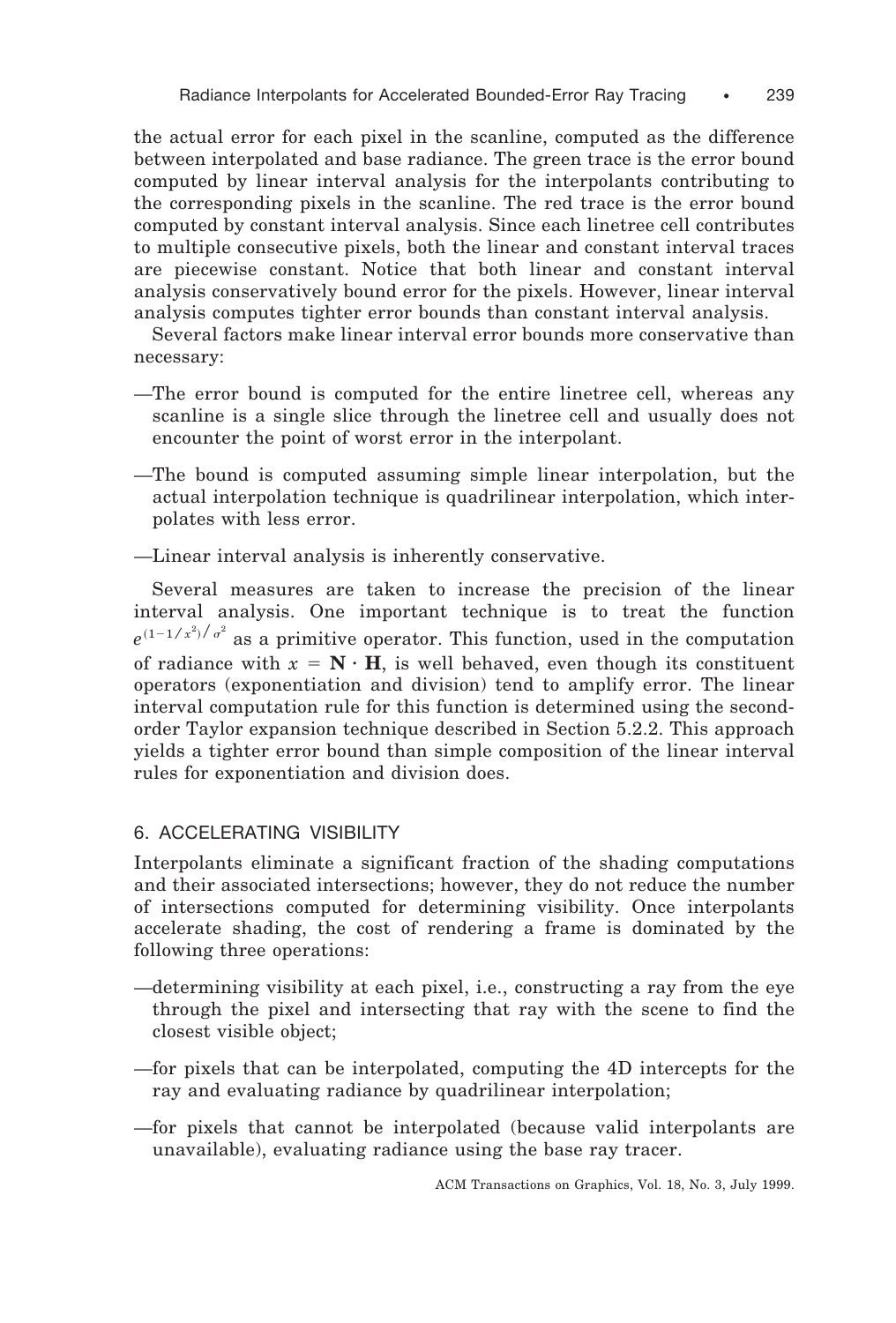the actual error for each pixel in the scanline, computed as the difference between interpolated and base radiance. The green trace is the error bound computed by linear interval analysis for the interpolants contributing to the corresponding pixels in the scanline. The red trace is the error bound computed by constant interval analysis. Since each linetree cell contributes to multiple consecutive pixels, both the linear and constant interval traces are piecewise constant. Notice that both linear and constant interval analysis conservatively bound error for the pixels. However, linear interval analysis computes tighter error bounds than constant interval analysis.

Several factors make linear interval error bounds more conservative than necessary:

—The error bound is computed for the entire linetree cell, whereas any scanline is a single slice through the linetree cell and usually does not encounter the point of worst error in the interpolant.

—The bound is computed assuming simple linear interpolation, but the actual interpolation technique is quadrilinear interpolation, which interpolates with less error.

—Linear interval analysis is inherently conservative.

Several measures are taken to increase the precision of the linear interval analysis. One important technique is to treat the function $e^{(1-1/x^2)/\sigma^2}$ as a primitive operator. This function, used in the computation of radiance with $x = \mathbf{N} \cdot \mathbf{H}$, is well behaved, even though its constituent operators (exponentiation and division) tend to amplify error. The linear interval computation rule for this function is determined using the second-order Taylor expansion technique described in Section 5.2.2. This approach yields a tighter error bound than simple composition of the linear interval rules for exponentiation and division does.

## 6. ACCELERATING VISIBILITY

Interpolants eliminate a significant fraction of the shading computations and their associated intersections; however, they do not reduce the number of intersections computed for determining visibility. Once interpolants accelerate shading, the cost of rendering a frame is dominated by the following three operations:

—determining visibility at each pixel, i.e., constructing a ray from the eye through the pixel and intersecting that ray with the scene to find the closest visible object;

—for pixels that can be interpolated, computing the 4D intercepts for the ray and evaluating radiance by quadrilinear interpolation;

—for pixels that cannot be interpolated (because valid interpolants are unavailable), evaluating radiance using the base ray tracer.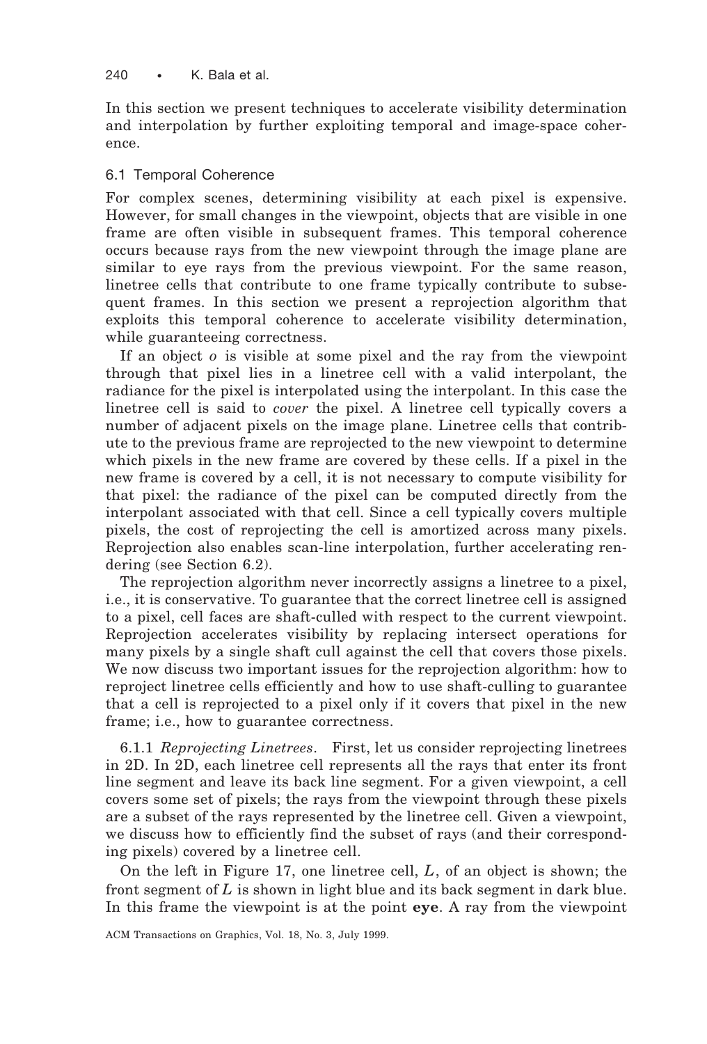In this section we present techniques to accelerate visibility determination and interpolation by further exploiting temporal and image-space coherence.

## 6.1 Temporal Coherence

For complex scenes, determining visibility at each pixel is expensive. However, for small changes in the viewpoint, objects that are visible in one frame are often visible in subsequent frames. This temporal coherence occurs because rays from the new viewpoint through the image plane are similar to eye rays from the previous viewpoint. For the same reason, linetree cells that contribute to one frame typically contribute to subsequent frames. In this section we present a reprojection algorithm that exploits this temporal coherence to accelerate visibility determination, while guaranteeing correctness.

If an object $o$ is visible at some pixel and the ray from the viewpoint through that pixel lies in a linetree cell with a valid interpolant, the radiance for the pixel is interpolated using the interpolant. In this case the linetree cell is said to *cover* the pixel. A linetree cell typically covers a number of adjacent pixels on the image plane. Linetree cells that contribute to the previous frame are reprojected to the new viewpoint to determine which pixels in the new frame are covered by these cells. If a pixel in the new frame is covered by a cell, it is not necessary to compute visibility for that pixel: the radiance of the pixel can be computed directly from the interpolant associated with that cell. Since a cell typically covers multiple pixels, the cost of reprojecting the cell is amortized across many pixels. Reprojection also enables scan-line interpolation, further accelerating rendering (see Section 6.2).

The reprojection algorithm never incorrectly assigns a linetree to a pixel, i.e., it is conservative. To guarantee that the correct linetree cell is assigned to a pixel, cell faces are shaft-culled with respect to the current viewpoint. Reprojection accelerates visibility by replacing intersect operations for many pixels by a single shaft cull against the cell that covers those pixels. We now discuss two important issues for the reprojection algorithm: how to reproject linetree cells efficiently and how to use shaft-culling to guarantee that a cell is reprojected to a pixel only if it covers that pixel in the new frame; i.e., how to guarantee correctness.

### 6.1.1 *Reprojecting Linetrees*.

First, let us consider reprojecting linetrees in 2D. In 2D, each linetree cell represents all the rays that enter its front line segment and leave its back line segment. For a given viewpoint, a cell covers some set of pixels; the rays from the viewpoint through these pixels are a subset of the rays represented by the linetree cell. Given a viewpoint, we discuss how to efficiently find the subset of rays (and their corresponding pixels) covered by a linetree cell.

On the left in Figure 17, one linetree cell, $L$, of an object is shown; the front segment of $L$ is shown in light blue and its back segment in dark blue. In this frame the viewpoint is at the point **eye**. A ray from the viewpoint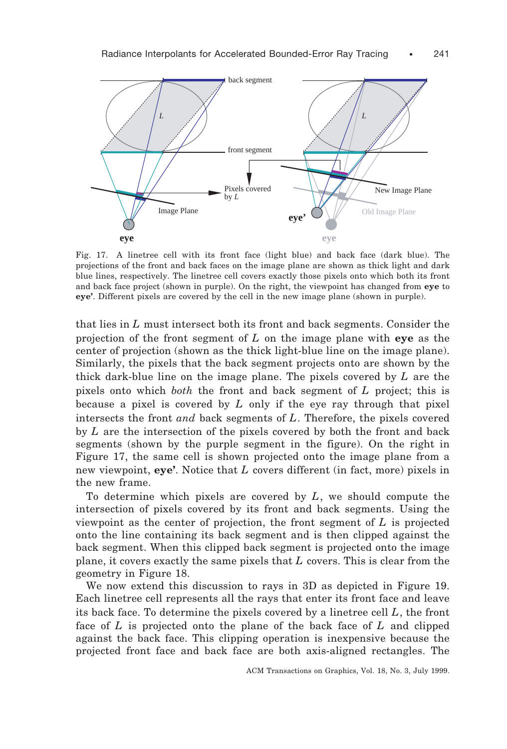back segment

$L$

front segment

Pixels covered by $L$

Image Plane

eye

$L$

New Image Plane

Old Image Plane

eye'

eye

Fig. 17. A linetree cell with its front face (light blue) and back face (dark blue). The projections of the front and back faces on the image plane are shown as thick light and dark blue lines, respectively. The linetree cell covers exactly those pixels onto which both its front and back face project (shown in purple). On the right, the viewpoint has changed from **eye** to **eye'**. Different pixels are covered by the cell in the new image plane (shown in purple).

that lies in $L$ must intersect both its front and back segments. Consider the projection of the front segment of $L$ on the image plane with **eye** as the center of projection (shown as the thick light-blue line on the image plane). Similarly, the pixels that the back segment projects onto are shown by the thick dark-blue line on the image plane. The pixels covered by $L$ are the pixels onto which *both* the front and back segment of $L$ project; this is because a pixel is covered by $L$ only if the eye ray through that pixel intersects the front *and* back segments of $L$. Therefore, the pixels covered by $L$ are the intersection of the pixels covered by both the front and back segments (shown by the purple segment in the figure). On the right in Figure 17, the same cell is shown projected onto the image plane from a new viewpoint, **eye'**. Notice that $L$ covers different (in fact, more) pixels in the new frame.

To determine which pixels are covered by $L$, we should compute the intersection of pixels covered by its front and back segments. Using the viewpoint as the center of projection, the front segment of $L$ is projected onto the line containing its back segment and is then clipped against the back segment. When this clipped back segment is projected onto the image plane, it covers exactly the same pixels that $L$ covers. This is clear from the geometry in Figure 18.

We now extend this discussion to rays in 3D as depicted in Figure 19. Each linetree cell represents all the rays that enter its front face and leave its back face. To determine the pixels covered by a linetree cell $L$, the front face of $L$ is projected onto the plane of the back face of $L$ and clipped against the back face. This clipping operation is inexpensive because the projected front face and back face are both axis-aligned rectangles. The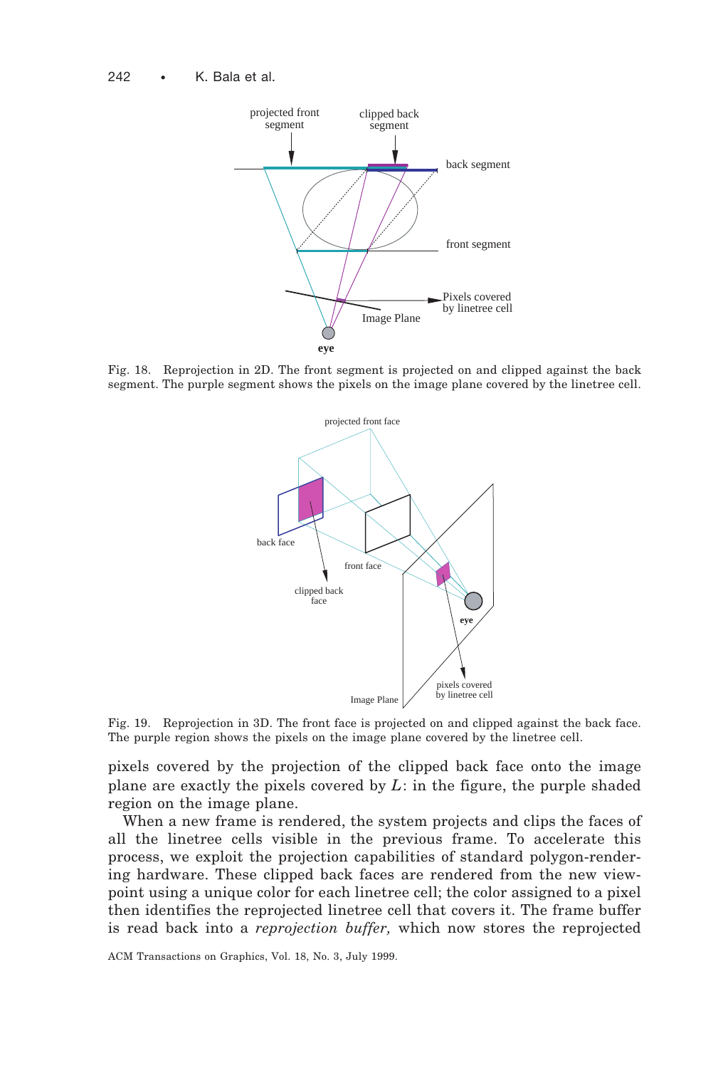Fig. 18. Reprojection in 2D. The front segment is projected on and clipped against the back segment. The purple segment shows the pixels on the image plane covered by the linetree cell.

Fig. 19. Reprojection in 3D. The front face is projected on and clipped against the back face. The purple region shows the pixels on the image plane covered by the linetree cell.

pixels covered by the projection of the clipped back face onto the image plane are exactly the pixels covered by $L$: in the figure, the purple shaded region on the image plane.

When a new frame is rendered, the system projects and clips the faces of all the linetree cells visible in the previous frame. To accelerate this process, we exploit the projection capabilities of standard polygon-rendering hardware. These clipped back faces are rendered from the new viewpoint using a unique color for each linetree cell; the color assigned to a pixel then identifies the reprojected linetree cell that covers it. The frame buffer is read back into a *reprojection buffer,* which now stores the reprojected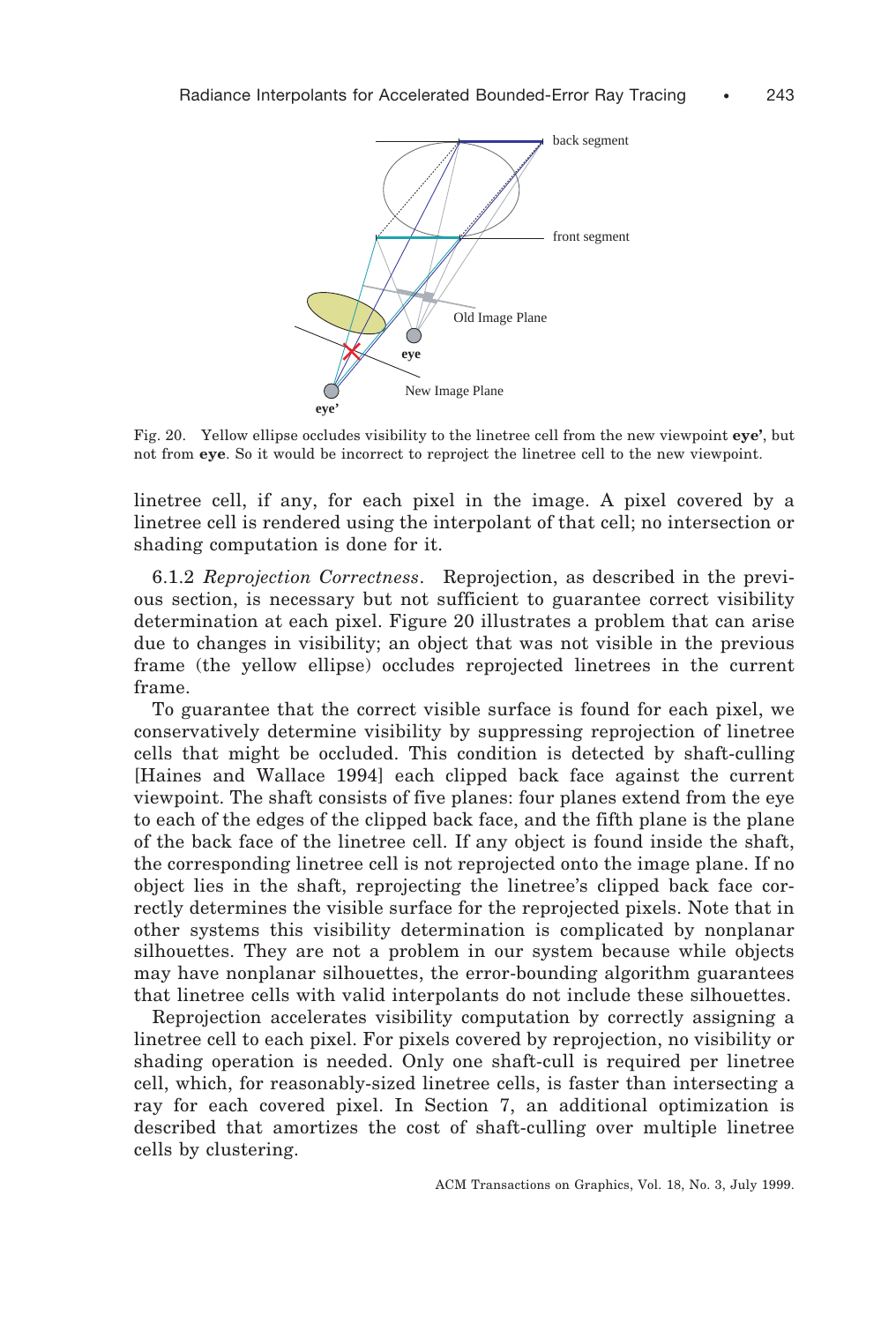Fig. 20. Yellow ellipse occludes visibility to the linetree cell from the new viewpoint **eye’**, but not from **eye**. So it would be incorrect to reproject the linetree cell to the new viewpoint.

linetree cell, if any, for each pixel in the image. A pixel covered by a linetree cell is rendered using the interpolant of that cell; no intersection or shading computation is done for it.

6.1.2 *Reprojection Correctness*. Reprojection, as described in the previous section, is necessary but not sufficient to guarantee correct visibility determination at each pixel. Figure 20 illustrates a problem that can arise due to changes in visibility; an object that was not visible in the previous frame (the yellow ellipse) occludes reprojected linetrees in the current frame.

To guarantee that the correct visible surface is found for each pixel, we conservatively determine visibility by suppressing reprojection of linetree cells that might be occluded. This condition is detected by shaft-culling [Haines and Wallace 1994] each clipped back face against the current viewpoint. The shaft consists of five planes: four planes extend from the eye to each of the edges of the clipped back face, and the fifth plane is the plane of the back face of the linetree cell. If any object is found inside the shaft, the corresponding linetree cell is not reprojected onto the image plane. If no object lies in the shaft, reprojecting the linetree’s clipped back face correctly determines the visible surface for the reprojected pixels. Note that in other systems this visibility determination is complicated by nonplanar silhouettes. They are not a problem in our system because while objects may have nonplanar silhouettes, the error-bounding algorithm guarantees that linetree cells with valid interpolants do not include these silhouettes.

Reprojection accelerates visibility computation by correctly assigning a linetree cell to each pixel. For pixels covered by reprojection, no visibility or shading operation is needed. Only one shaft-cull is required per linetree cell, which, for reasonably-sized linetree cells, is faster than intersecting a ray for each covered pixel. In Section 7, an additional optimization is described that amortizes the cost of shaft-culling over multiple linetree cells by clustering.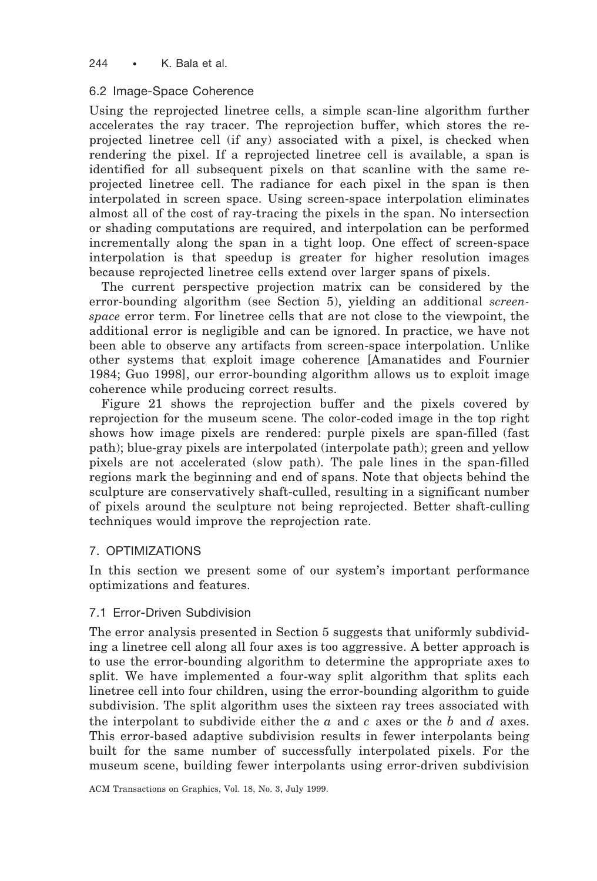### 6.2 Image-Space Coherence

Using the reprojected linetree cells, a simple scan-line algorithm further accelerates the ray tracer. The reprojection buffer, which stores the reprojected linetree cell (if any) associated with a pixel, is checked when rendering the pixel. If a reprojected linetree cell is available, a span is identified for all subsequent pixels on that scanline with the same reprojected linetree cell. The radiance for each pixel in the span is then interpolated in screen space. Using screen-space interpolation eliminates almost all of the cost of ray-tracing the pixels in the span. No intersection or shading computations are required, and interpolation can be performed incrementally along the span in a tight loop. One effect of screen-space interpolation is that speedup is greater for higher resolution images because reprojected linetree cells extend over larger spans of pixels.

The current perspective projection matrix can be considered by the error-bounding algorithm (see Section 5), yielding an additional *screen-space* error term. For linetree cells that are not close to the viewpoint, the additional error is negligible and can be ignored. In practice, we have not been able to observe any artifacts from screen-space interpolation. Unlike other systems that exploit image coherence [Amanatides and Fournier 1984; Guo 1998], our error-bounding algorithm allows us to exploit image coherence while producing correct results.

Figure 21 shows the reprojection buffer and the pixels covered by reprojection for the museum scene. The color-coded image in the top right shows how image pixels are rendered: purple pixels are span-filled (fast path); blue-gray pixels are interpolated (interpolate path); green and yellow pixels are not accelerated (slow path). The pale lines in the span-filled regions mark the beginning and end of spans. Note that objects behind the sculpture are conservatively shaft-culled, resulting in a significant number of pixels around the sculpture not being reprojected. Better shaft-culling techniques would improve the reprojection rate.

## 7. OPTIMIZATIONS

In this section we present some of our system's important performance optimizations and features.

### 7.1 Error-Driven Subdivision

The error analysis presented in Section 5 suggests that uniformly subdividing a linetree cell along all four axes is too aggressive. A better approach is to use the error-bounding algorithm to determine the appropriate axes to split. We have implemented a four-way split algorithm that splits each linetree cell into four children, using the error-bounding algorithm to guide subdivision. The split algorithm uses the sixteen ray trees associated with the interpolant to subdivide either the $a$ and $c$ axes or the $b$ and $d$ axes. This error-based adaptive subdivision results in fewer interpolants being built for the same number of successfully interpolated pixels. For the museum scene, building fewer interpolants using error-driven subdivision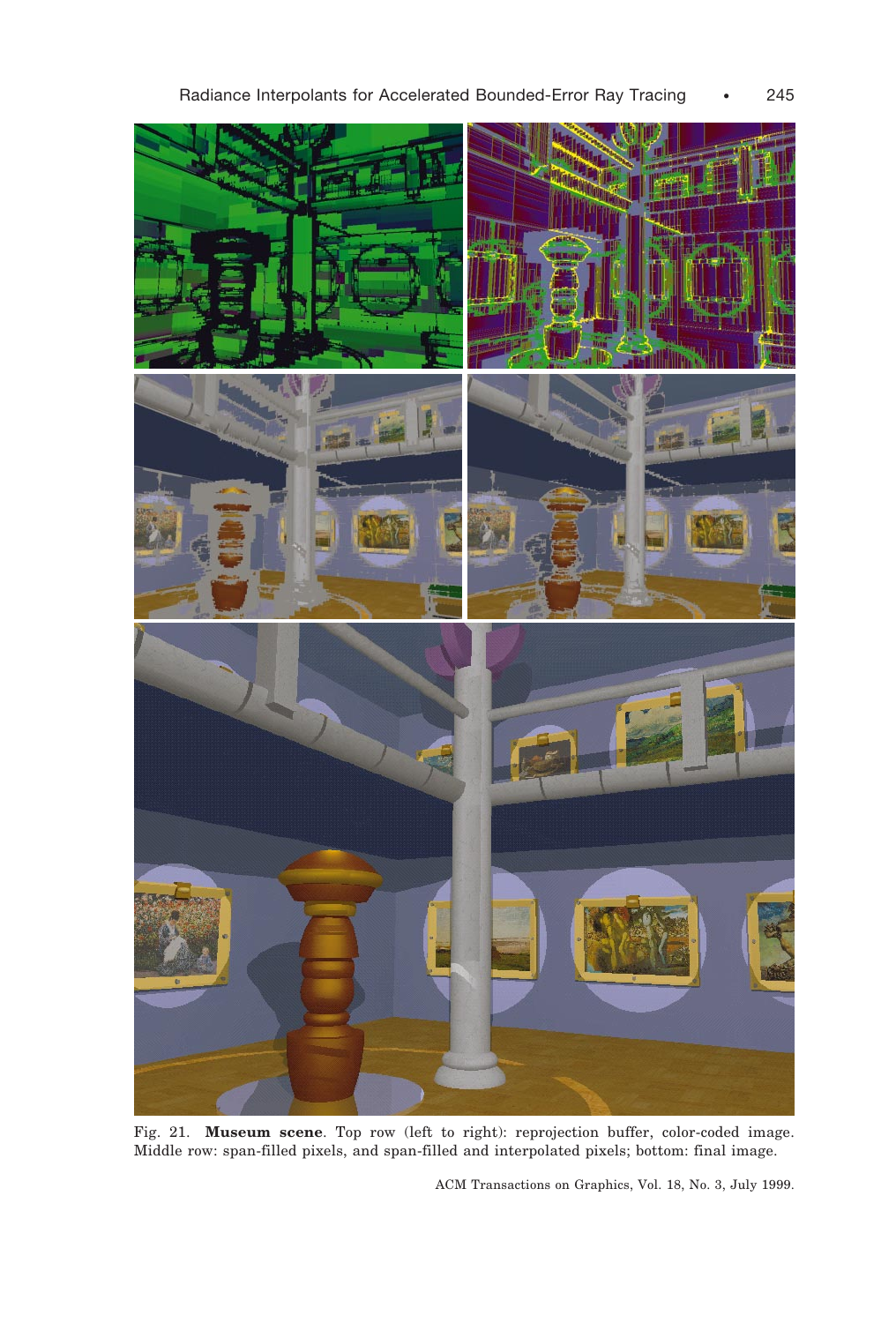Fig. 21. **Museum scene**. Top row (left to right): reprojection buffer, color-coded image. Middle row: span-filled pixels, and span-filled and interpolated pixels; bottom: final image.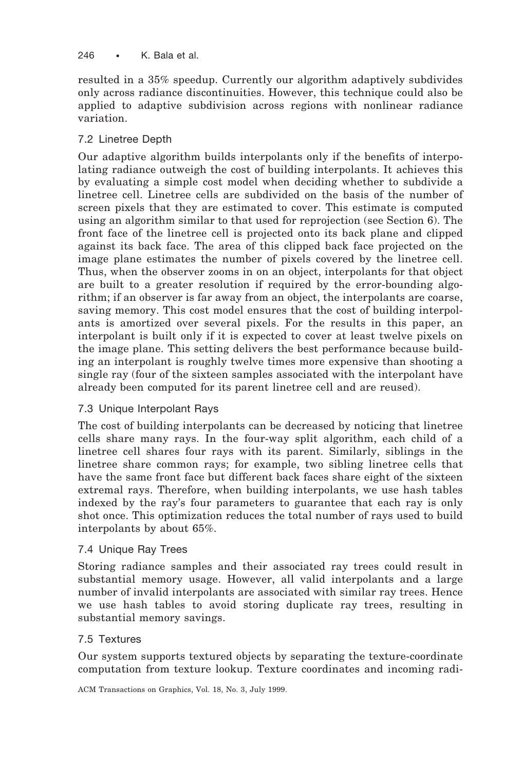resulted in a 35% speedup. Currently our algorithm adaptively subdivides only across radiance discontinuities. However, this technique could also be applied to adaptive subdivision across regions with nonlinear radiance variation.

### 7.2 Linetree Depth

Our adaptive algorithm builds interpolants only if the benefits of interpolating radiance outweigh the cost of building interpolants. It achieves this by evaluating a simple cost model when deciding whether to subdivide a linetree cell. Linetree cells are subdivided on the basis of the number of screen pixels that they are estimated to cover. This estimate is computed using an algorithm similar to that used for reprojection (see Section 6). The front face of the linetree cell is projected onto its back plane and clipped against its back face. The area of this clipped back face projected on the image plane estimates the number of pixels covered by the linetree cell. Thus, when the observer zooms in on an object, interpolants for that object are built to a greater resolution if required by the error-bounding algorithm; if an observer is far away from an object, the interpolants are coarse, saving memory. This cost model ensures that the cost of building interpolants is amortized over several pixels. For the results in this paper, an interpolant is built only if it is expected to cover at least twelve pixels on the image plane. This setting delivers the best performance because building an interpolant is roughly twelve times more expensive than shooting a single ray (four of the sixteen samples associated with the interpolant have already been computed for its parent linetree cell and are reused).

### 7.3 Unique Interpolant Rays

The cost of building interpolants can be decreased by noticing that linetree cells share many rays. In the four-way split algorithm, each child of a linetree cell shares four rays with its parent. Similarly, siblings in the linetree share common rays; for example, two sibling linetree cells that have the same front face but different back faces share eight of the sixteen extremal rays. Therefore, when building interpolants, we use hash tables indexed by the ray's four parameters to guarantee that each ray is only shot once. This optimization reduces the total number of rays used to build interpolants by about 65%.

### 7.4 Unique Ray Trees

Storing radiance samples and their associated ray trees could result in substantial memory usage. However, all valid interpolants and a large number of invalid interpolants are associated with similar ray trees. Hence we use hash tables to avoid storing duplicate ray trees, resulting in substantial memory savings.

### 7.5 Textures

Our system supports textured objects by separating the texture-coordinate computation from texture lookup. Texture coordinates and incoming radi-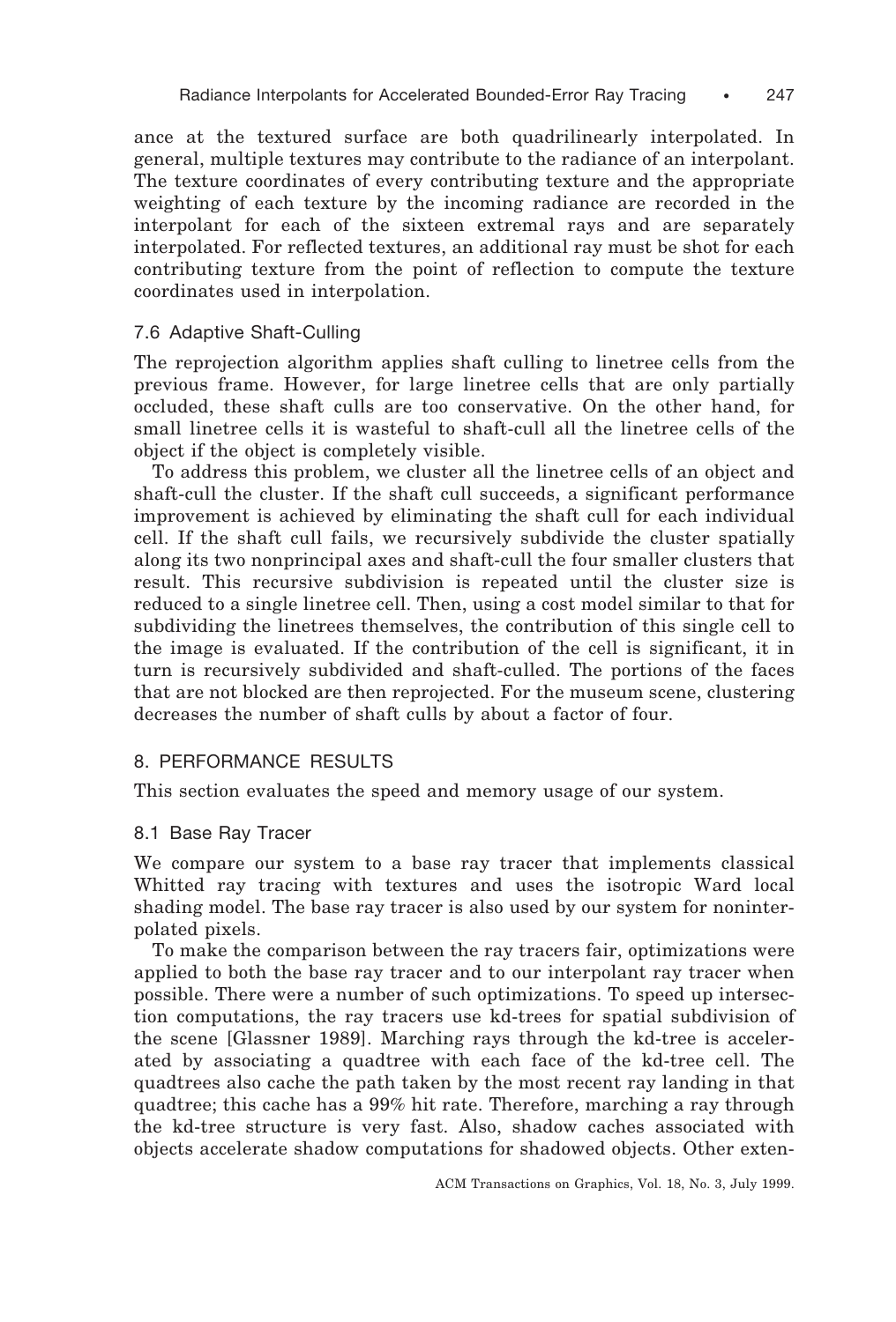ance at the textured surface are both quadrilinearly interpolated. In general, multiple textures may contribute to the radiance of an interpolant. The texture coordinates of every contributing texture and the appropriate weighting of each texture by the incoming radiance are recorded in the interpolant for each of the sixteen extremal rays and are separately interpolated. For reflected textures, an additional ray must be shot for each contributing texture from the point of reflection to compute the texture coordinates used in interpolation.

### 7.6 Adaptive Shaft-Culling

The reprojection algorithm applies shaft culling to linetree cells from the previous frame. However, for large linetree cells that are only partially occluded, these shaft culls are too conservative. On the other hand, for small linetree cells it is wasteful to shaft-cull all the linetree cells of the object if the object is completely visible.

To address this problem, we cluster all the linetree cells of an object and shaft-cull the cluster. If the shaft cull succeeds, a significant performance improvement is achieved by eliminating the shaft cull for each individual cell. If the shaft cull fails, we recursively subdivide the cluster spatially along its two nonprincipal axes and shaft-cull the four smaller clusters that result. This recursive subdivision is repeated until the cluster size is reduced to a single linetree cell. Then, using a cost model similar to that for subdividing the linetrees themselves, the contribution of this single cell to the image is evaluated. If the contribution of the cell is significant, it in turn is recursively subdivided and shaft-culled. The portions of the faces that are not blocked are then reprojected. For the museum scene, clustering decreases the number of shaft culls by about a factor of four.

## 8. PERFORMANCE RESULTS

This section evaluates the speed and memory usage of our system.

### 8.1 Base Ray Tracer

We compare our system to a base ray tracer that implements classical Whitted ray tracing with textures and uses the isotropic Ward local shading model. The base ray tracer is also used by our system for noninterpolated pixels.

To make the comparison between the ray tracers fair, optimizations were applied to both the base ray tracer and to our interpolant ray tracer when possible. There were a number of such optimizations. To speed up intersection computations, the ray tracers use kd-trees for spatial subdivision of the scene [Glassner 1989]. Marching rays through the kd-tree is accelerated by associating a quadtree with each face of the kd-tree cell. The quadtrees also cache the path taken by the most recent ray landing in that quadtree; this cache has a 99% hit rate. Therefore, marching a ray through the kd-tree structure is very fast. Also, shadow caches associated with objects accelerate shadow computations for shadowed objects. Other exten-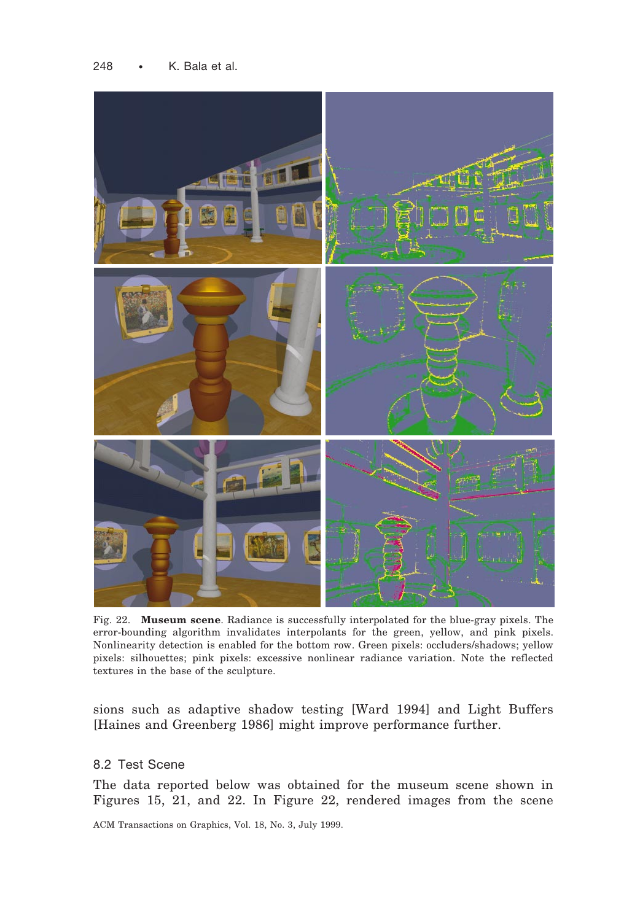Fig. 22. **Museum scene**. Radiance is successfully interpolated for the blue-gray pixels. The error-bounding algorithm invalidates interpolants for the green, yellow, and pink pixels. Nonlinearity detection is enabled for the bottom row. Green pixels: occluders/shadows; yellow pixels: silhouettes; pink pixels: excessive nonlinear radiance variation. Note the reflected textures in the base of the sculpture.

sions such as adaptive shadow testing [Ward 1994] and Light Buffers [Haines and Greenberg 1986] might improve performance further.

### 8.2 Test Scene

The data reported below was obtained for the museum scene shown in Figures 15, 21, and 22. In Figure 22, rendered images from the scene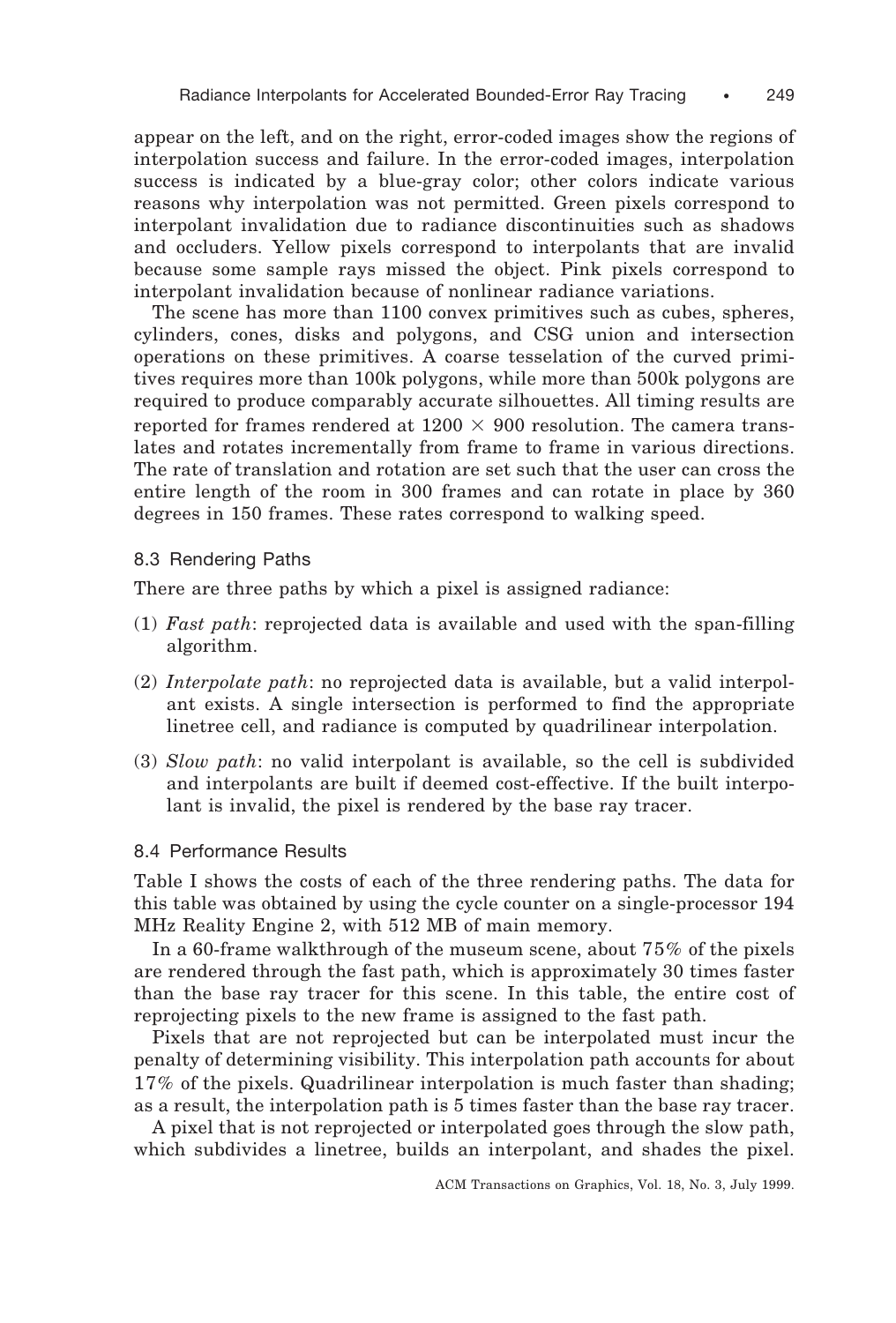appear on the left, and on the right, error-coded images show the regions of interpolation success and failure. In the error-coded images, interpolation success is indicated by a blue-gray color; other colors indicate various reasons why interpolation was not permitted. Green pixels correspond to interpolant invalidation due to radiance discontinuities such as shadows and occluders. Yellow pixels correspond to interpolants that are invalid because some sample rays missed the object. Pink pixels correspond to interpolant invalidation because of nonlinear radiance variations.

The scene has more than 1100 convex primitives such as cubes, spheres, cylinders, cones, disks and polygons, and CSG union and intersection operations on these primitives. A coarse tesselation of the curved primitives requires more than 100k polygons, while more than 500k polygons are required to produce comparably accurate silhouettes. All timing results are reported for frames rendered at $1200 \times 900$ resolution. The camera translates and rotates incrementally from frame to frame in various directions. The rate of translation and rotation are set such that the user can cross the entire length of the room in 300 frames and can rotate in place by 360 degrees in 150 frames. These rates correspond to walking speed.

### 8.3 Rendering Paths

There are three paths by which a pixel is assigned radiance:

(1) *Fast path*: reprojected data is available and used with the span-filling algorithm.

(2) *Interpolate path*: no reprojected data is available, but a valid interpolant exists. A single intersection is performed to find the appropriate linetree cell, and radiance is computed by quadrilinear interpolation.

(3) *Slow path*: no valid interpolant is available, so the cell is subdivided and interpolants are built if deemed cost-effective. If the built interpolant is invalid, the pixel is rendered by the base ray tracer.

### 8.4 Performance Results

Table I shows the costs of each of the three rendering paths. The data for this table was obtained by using the cycle counter on a single-processor 194 MHz Reality Engine 2, with 512 MB of main memory.

In a 60-frame walkthrough of the museum scene, about 75% of the pixels are rendered through the fast path, which is approximately 30 times faster than the base ray tracer for this scene. In this table, the entire cost of reprojecting pixels to the new frame is assigned to the fast path.

Pixels that are not reprojected but can be interpolated must incur the penalty of determining visibility. This interpolation path accounts for about 17% of the pixels. Quadrilinear interpolation is much faster than shading; as a result, the interpolation path is 5 times faster than the base ray tracer.

A pixel that is not reprojected or interpolated goes through the slow path, which subdivides a linetree, builds an interpolant, and shades the pixel.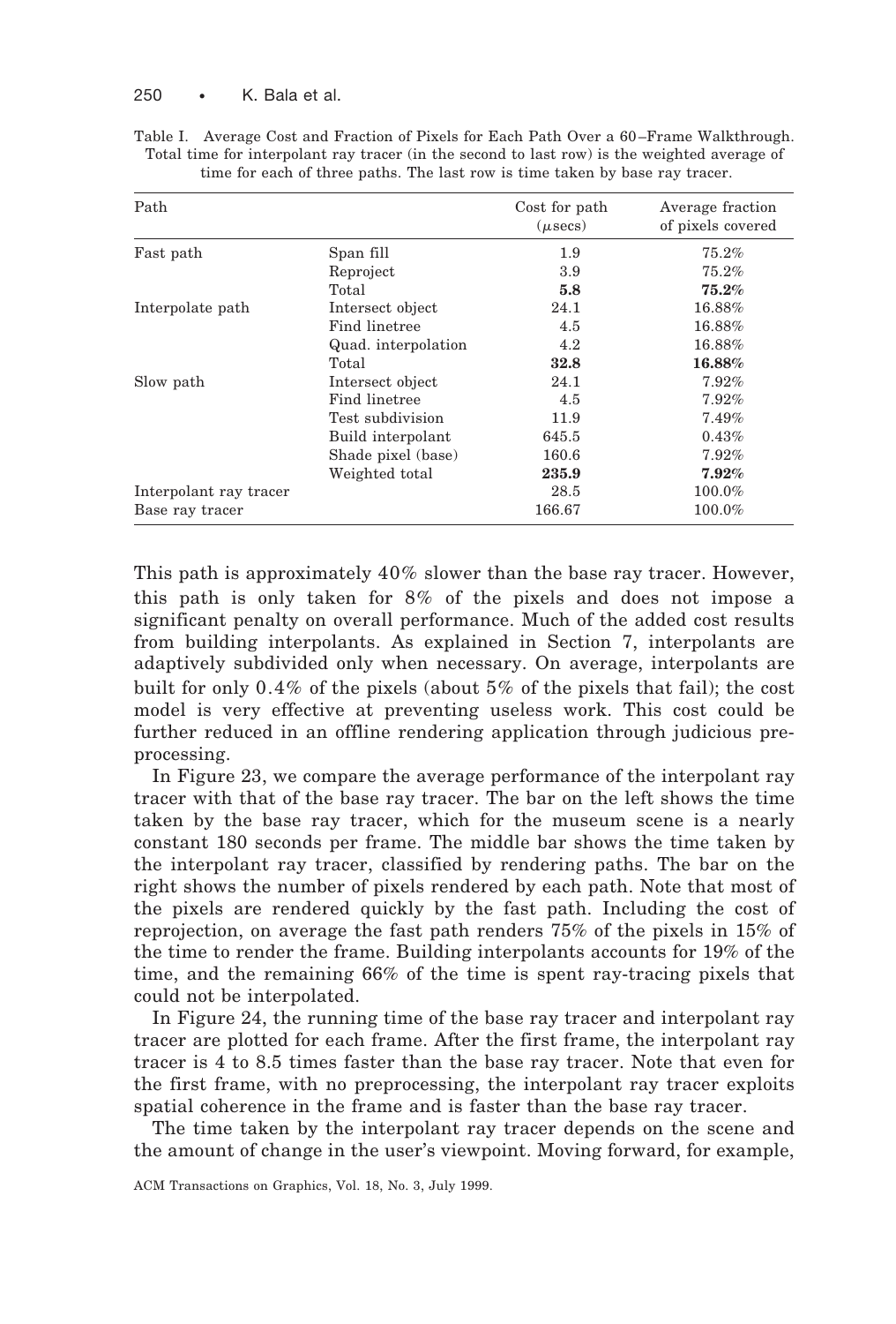Table I. Average Cost and Fraction of Pixels for Each Path Over a 60–Frame Walkthrough. Total time for interpolant ray tracer (in the second to last row) is the weighted average of time for each of three paths. The last row is time taken by base ray tracer.

| Path | | Cost for path ($\mu$secs) | Average fraction of pixels covered |
|---|---|---|---|
| Fast path | Span fill | 1.9 | 75.2% |
| | Reproject | 3.9 | 75.2% |
| | Total | **5.8** | **75.2%** |
| Interpolate path | Intersect object | 24.1 | 16.88% |
| | Find linetree | 4.5 | 16.88% |
| | Quad. interpolation | 4.2 | 16.88% |
| | Total | **32.8** | **16.88%** |
| Slow path | Intersect object | 24.1 | 7.92% |
| | Find linetree | 4.5 | 7.92% |
| | Test subdivision | 11.9 | 7.49% |
| | Build interpolant | 645.5 | 0.43% |
| | Shade pixel (base) | 160.6 | 7.92% |
| | Weighted total | **235.9** | **7.92%** |
| Interpolant ray tracer | | 28.5 | 100.0% |
| Base ray tracer | | 166.67 | 100.0% |

This path is approximately 40% slower than the base ray tracer. However, this path is only taken for 8% of the pixels and does not impose a significant penalty on overall performance. Much of the added cost results from building interpolants. As explained in Section 7, interpolants are adaptively subdivided only when necessary. On average, interpolants are built for only 0.4% of the pixels (about 5% of the pixels that fail); the cost model is very effective at preventing useless work. This cost could be further reduced in an offline rendering application through judicious preprocessing.

In Figure 23, we compare the average performance of the interpolant ray tracer with that of the base ray tracer. The bar on the left shows the time taken by the base ray tracer, which for the museum scene is a nearly constant 180 seconds per frame. The middle bar shows the time taken by the interpolant ray tracer, classified by rendering paths. The bar on the right shows the number of pixels rendered by each path. Note that most of the pixels are rendered quickly by the fast path. Including the cost of reprojection, on average the fast path renders 75% of the pixels in 15% of the time to render the frame. Building interpolants accounts for 19% of the time, and the remaining 66% of the time is spent ray-tracing pixels that could not be interpolated.

In Figure 24, the running time of the base ray tracer and interpolant ray tracer are plotted for each frame. After the first frame, the interpolant ray tracer is 4 to 8.5 times faster than the base ray tracer. Note that even for the first frame, with no preprocessing, the interpolant ray tracer exploits spatial coherence in the frame and is faster than the base ray tracer.

The time taken by the interpolant ray tracer depends on the scene and the amount of change in the user's viewpoint. Moving forward, for example,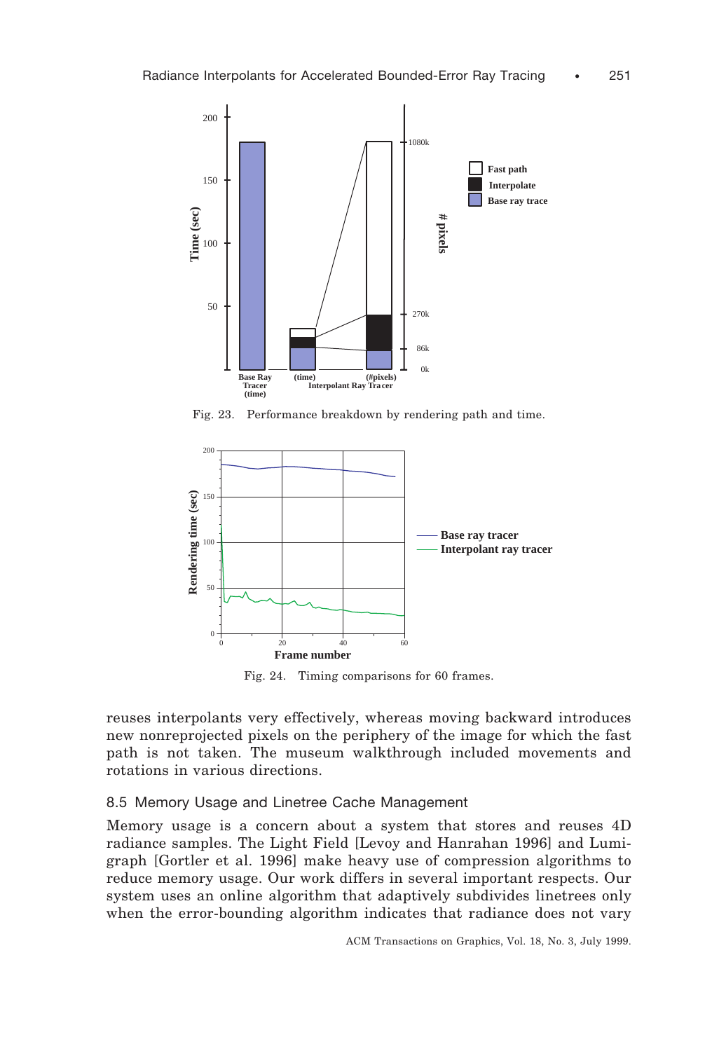Fig. 23. Performance breakdown by rendering path and time.

Fig. 24. Timing comparisons for 60 frames.

reuses interpolants very effectively, whereas moving backward introduces new nonreprojected pixels on the periphery of the image for which the fast path is not taken. The museum walkthrough included movements and rotations in various directions.

### 8.5 Memory Usage and Linetree Cache Management

Memory usage is a concern about a system that stores and reuses 4D radiance samples. The Light Field [Levoy and Hanrahan 1996] and Lumigraph [Gortler et al. 1996] make heavy use of compression algorithms to reduce memory usage. Our work differs in several important respects. Our system uses an online algorithm that adaptively subdivides linetrees only when the error-bounding algorithm indicates that radiance does not vary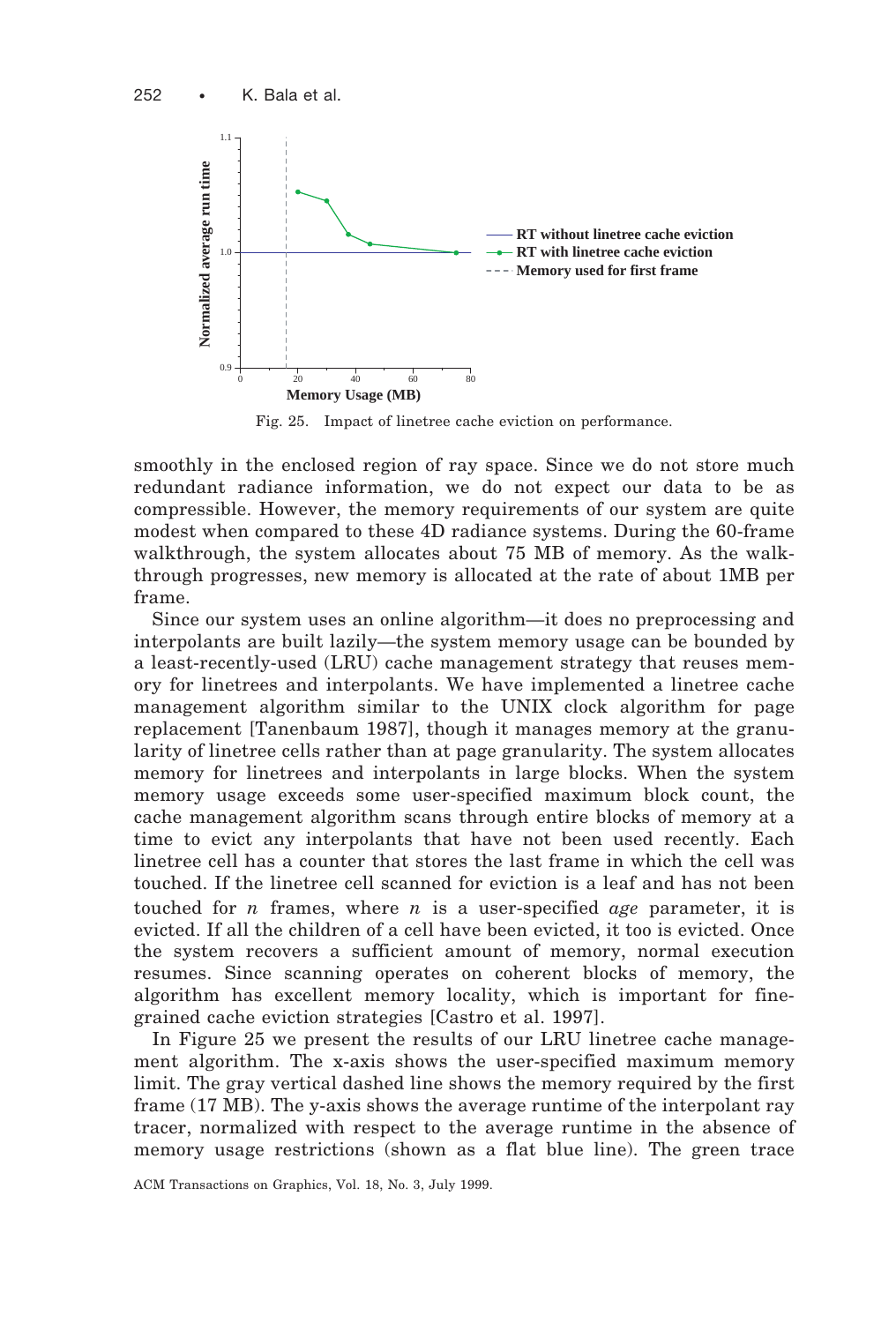Fig. 25. Impact of linetree cache eviction on performance.

smoothly in the enclosed region of ray space. Since we do not store much redundant radiance information, we do not expect our data to be as compressible. However, the memory requirements of our system are quite modest when compared to these 4D radiance systems. During the 60-frame walkthrough, the system allocates about 75 MB of memory. As the walkthrough progresses, new memory is allocated at the rate of about 1MB per frame.

Since our system uses an online algorithm—it does no preprocessing and interpolants are built lazily—the system memory usage can be bounded by a least-recently-used (LRU) cache management strategy that reuses memory for linetrees and interpolants. We have implemented a linetree cache management algorithm similar to the UNIX clock algorithm for page replacement [Tanenbaum 1987], though it manages memory at the granularity of linetree cells rather than at page granularity. The system allocates memory for linetrees and interpolants in large blocks. When the system memory usage exceeds some user-specified maximum block count, the cache management algorithm scans through entire blocks of memory at a time to evict any interpolants that have not been used recently. Each linetree cell has a counter that stores the last frame in which the cell was touched. If the linetree cell scanned for eviction is a leaf and has not been touched for $n$ frames, where $n$ is a user-specified *age* parameter, it is evicted. If all the children of a cell have been evicted, it too is evicted. Once the system recovers a sufficient amount of memory, normal execution resumes. Since scanning operates on coherent blocks of memory, the algorithm has excellent memory locality, which is important for fine-grained cache eviction strategies [Castro et al. 1997].

In Figure 25 we present the results of our LRU linetree cache management algorithm. The x-axis shows the user-specified maximum memory limit. The gray vertical dashed line shows the memory required by the first frame (17 MB). The y-axis shows the average runtime of the interpolant ray tracer, normalized with respect to the average runtime in the absence of memory usage restrictions (shown as a flat blue line). The green trace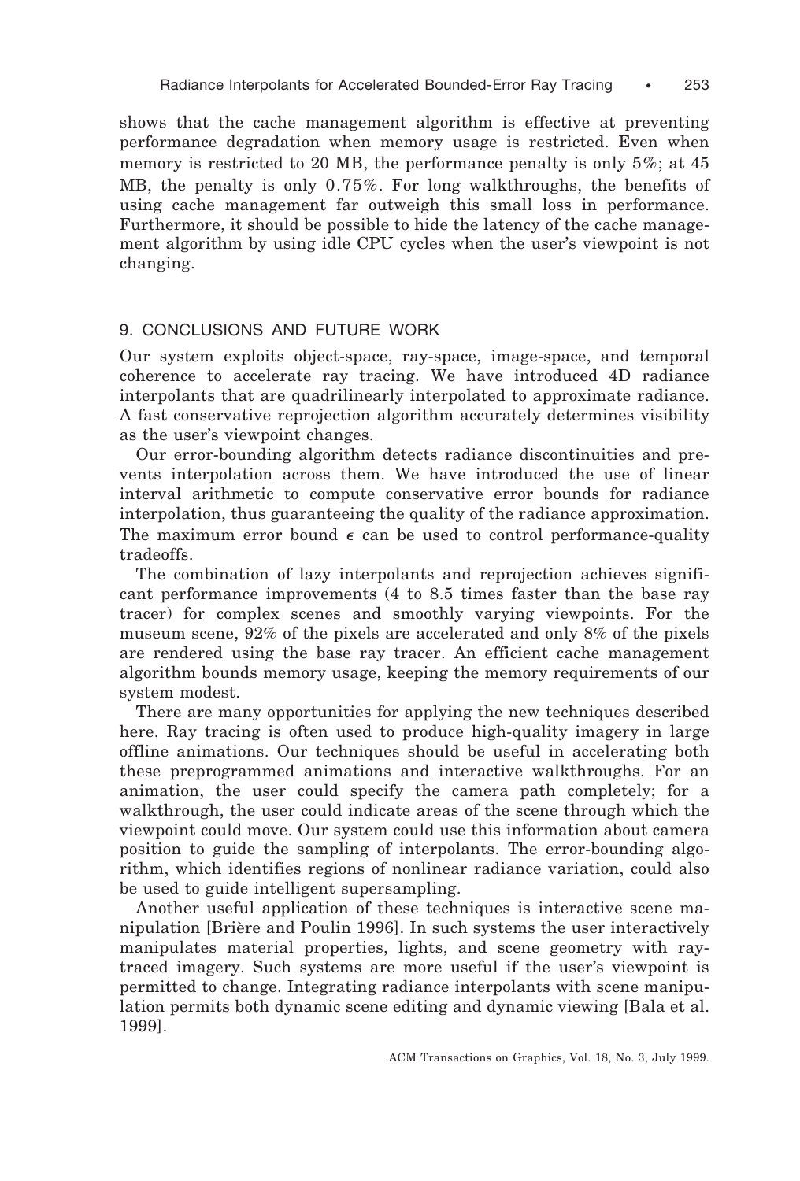shows that the cache management algorithm is effective at preventing performance degradation when memory usage is restricted. Even when memory is restricted to 20 MB, the performance penalty is only 5%; at 45 MB, the penalty is only 0.75%. For long walkthroughs, the benefits of using cache management far outweigh this small loss in performance. Furthermore, it should be possible to hide the latency of the cache management algorithm by using idle CPU cycles when the user's viewpoint is not changing.

## 9. CONCLUSIONS AND FUTURE WORK

Our system exploits object-space, ray-space, image-space, and temporal coherence to accelerate ray tracing. We have introduced 4D radiance interpolants that are quadrilinearly interpolated to approximate radiance. A fast conservative reprojection algorithm accurately determines visibility as the user's viewpoint changes.

Our error-bounding algorithm detects radiance discontinuities and prevents interpolation across them. We have introduced the use of linear interval arithmetic to compute conservative error bounds for radiance interpolation, thus guaranteeing the quality of the radiance approximation. The maximum error bound $\epsilon$ can be used to control performance-quality tradeoffs.

The combination of lazy interpolants and reprojection achieves significant performance improvements (4 to 8.5 times faster than the base ray tracer) for complex scenes and smoothly varying viewpoints. For the museum scene, 92% of the pixels are accelerated and only 8% of the pixels are rendered using the base ray tracer. An efficient cache management algorithm bounds memory usage, keeping the memory requirements of our system modest.

There are many opportunities for applying the new techniques described here. Ray tracing is often used to produce high-quality imagery in large offline animations. Our techniques should be useful in accelerating both these preprogrammed animations and interactive walkthroughs. For an animation, the user could specify the camera path completely; for a walkthrough, the user could indicate areas of the scene through which the viewpoint could move. Our system could use this information about camera position to guide the sampling of interpolants. The error-bounding algorithm, which identifies regions of nonlinear radiance variation, could also be used to guide intelligent supersampling.

Another useful application of these techniques is interactive scene manipulation [Brière and Poulin 1996]. In such systems the user interactively manipulates material properties, lights, and scene geometry with ray-traced imagery. Such systems are more useful if the user's viewpoint is permitted to change. Integrating radiance interpolants with scene manipulation permits both dynamic scene editing and dynamic viewing [Bala et al. 1999].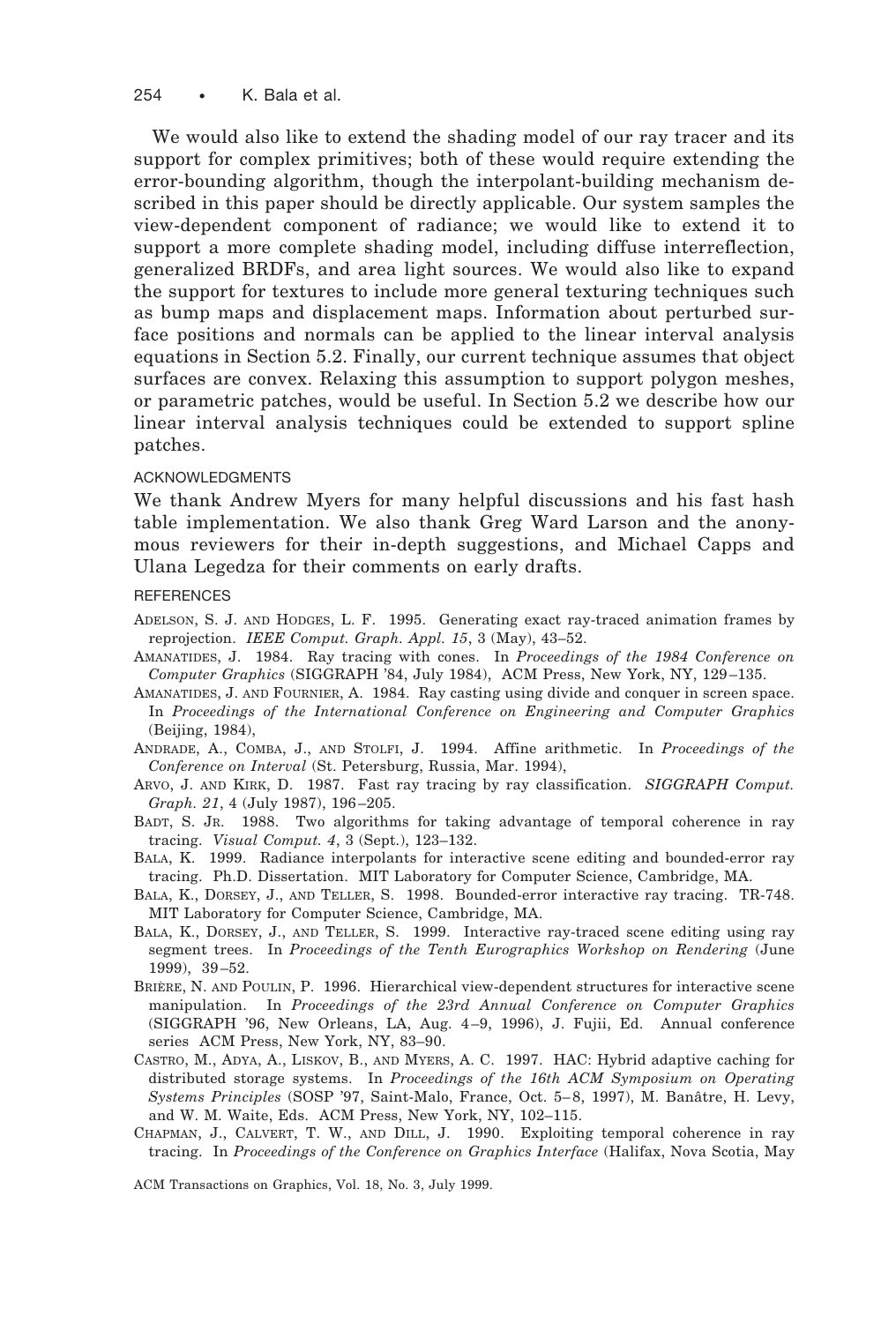We would also like to extend the shading model of our ray tracer and its support for complex primitives; both of these would require extending the error-bounding algorithm, though the interpolant-building mechanism described in this paper should be directly applicable. Our system samples the view-dependent component of radiance; we would like to extend it to support a more complete shading model, including diffuse interreflection, generalized BRDFs, and area light sources. We would also like to expand the support for textures to include more general texturing techniques such as bump maps and displacement maps. Information about perturbed surface positions and normals can be applied to the linear interval analysis equations in Section 5.2. Finally, our current technique assumes that object surfaces are convex. Relaxing this assumption to support polygon meshes, or parametric patches, would be useful. In Section 5.2 we describe how our linear interval analysis techniques could be extended to support spline patches.

## ACKNOWLEDGMENTS

We thank Andrew Myers for many helpful discussions and his fast hash table implementation. We also thank Greg Ward Larson and the anonymous reviewers for their in-depth suggestions, and Michael Capps and Ulana Legedza for their comments on early drafts.

## REFERENCES

Adelson, S. J. and Hodges, L. F. 1995. Generating exact ray-traced animation frames by reprojection. *IEEE Comput. Graph. Appl. 15*, 3 (May), 43–52.

Amanatides, J. 1984. Ray tracing with cones. In *Proceedings of the 1984 Conference on Computer Graphics* (SIGGRAPH '84, July 1984), ACM Press, New York, NY, 129–135.

Amanatides, J. and Fournier, A. 1984. Ray casting using divide and conquer in screen space. In *Proceedings of the International Conference on Engineering and Computer Graphics* (Beijing, 1984),

Andrade, A., Comba, J., and Stolfi, J. 1994. Affine arithmetic. In *Proceedings of the Conference on Interval* (St. Petersburg, Russia, Mar. 1994),

Arvo, J. and Kirk, D. 1987. Fast ray tracing by ray classification. *SIGGRAPH Comput. Graph. 21*, 4 (July 1987), 196–205.

Badt, S. Jr. 1988. Two algorithms for taking advantage of temporal coherence in ray tracing. *Visual Comput. 4*, 3 (Sept.), 123–132.

Bala, K. 1999. Radiance interpolants for interactive scene editing and bounded-error ray tracing. Ph.D. Dissertation. MIT Laboratory for Computer Science, Cambridge, MA.

Bala, K., Dorsey, J., and Teller, S. 1998. Bounded-error interactive ray tracing. TR-748. MIT Laboratory for Computer Science, Cambridge, MA.

Bala, K., Dorsey, J., and Teller, S. 1999. Interactive ray-traced scene editing using ray segment trees. In *Proceedings of the Tenth Eurographics Workshop on Rendering* (June 1999), 39–52.

Brière, N. and Poulin, P. 1996. Hierarchical view-dependent structures for interactive scene manipulation. In *Proceedings of the 23rd Annual Conference on Computer Graphics* (SIGGRAPH '96, New Orleans, LA, Aug. 4–9, 1996), J. Fujii, Ed. Annual conference series ACM Press, New York, NY, 83–90.

Castro, M., Adya, A., Liskov, B., and Myers, A. C. 1997. HAC: Hybrid adaptive caching for distributed storage systems. In *Proceedings of the 16th ACM Symposium on Operating Systems Principles* (SOSP '97, Saint-Malo, France, Oct. 5–8, 1997), M. Banâtre, H. Levy, and W. M. Waite, Eds. ACM Press, New York, NY, 102–115.

Chapman, J., Calvert, T. W., and Dill, J. 1990. Exploiting temporal coherence in ray tracing. In *Proceedings of the Conference on Graphics Interface* (Halifax, Nova Scotia, May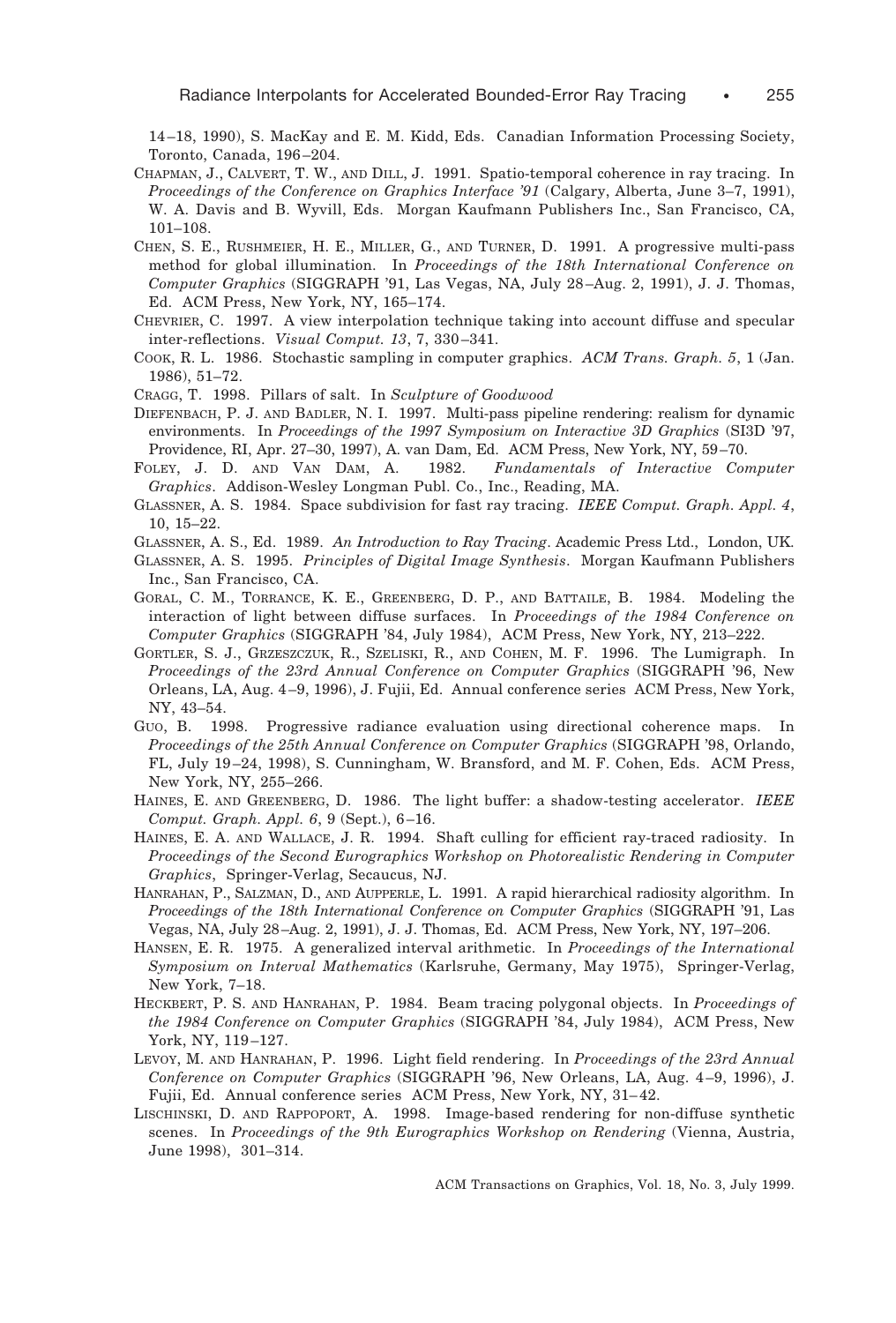14–18, 1990), S. MacKay and E. M. Kidd, Eds. Canadian Information Processing Society, Toronto, Canada, 196–204.

CHAPMAN, J., CALVERT, T. W., AND DILL, J. 1991. Spatio-temporal coherence in ray tracing. In *Proceedings of the Conference on Graphics Interface '91* (Calgary, Alberta, June 3–7, 1991), W. A. Davis and B. Wyvill, Eds. Morgan Kaufmann Publishers Inc., San Francisco, CA, 101–108.

CHEN, S. E., RUSHMEIER, H. E., MILLER, G., AND TURNER, D. 1991. A progressive multi-pass method for global illumination. In *Proceedings of the 18th International Conference on Computer Graphics* (SIGGRAPH '91, Las Vegas, NA, July 28–Aug. 2, 1991), J. J. Thomas, Ed. ACM Press, New York, NY, 165–174.

CHEVRIER, C. 1997. A view interpolation technique taking into account diffuse and specular inter-reflections. *Visual Comput. 13*, 7, 330–341.

COOK, R. L. 1986. Stochastic sampling in computer graphics. *ACM Trans. Graph. 5*, 1 (Jan. 1986), 51–72.

CRAGG, T. 1998. Pillars of salt. In *Sculpture of Goodwood*

DIEFENBACH, P. J. AND BADLER, N. I. 1997. Multi-pass pipeline rendering: realism for dynamic environments. In *Proceedings of the 1997 Symposium on Interactive 3D Graphics* (SI3D '97, Providence, RI, Apr. 27–30, 1997), A. van Dam, Ed. ACM Press, New York, NY, 59–70.

FOLEY, J. D. AND VAN DAM, A. 1982. *Fundamentals of Interactive Computer Graphics*. Addison-Wesley Longman Publ. Co., Inc., Reading, MA.

GLASSNER, A. S. 1984. Space subdivision for fast ray tracing. *IEEE Comput. Graph. Appl. 4*, 10, 15–22.

GLASSNER, A. S., Ed. 1989. *An Introduction to Ray Tracing*. Academic Press Ltd., London, UK.

GLASSNER, A. S. 1995. *Principles of Digital Image Synthesis*. Morgan Kaufmann Publishers Inc., San Francisco, CA.

GORAL, C. M., TORRANCE, K. E., GREENBERG, D. P., AND BATTAILE, B. 1984. Modeling the interaction of light between diffuse surfaces. In *Proceedings of the 1984 Conference on Computer Graphics* (SIGGRAPH '84, July 1984), ACM Press, New York, NY, 213–222.

GORTLER, S. J., GRZESZCZUK, R., SZELISKI, R., AND COHEN, M. F. 1996. The Lumigraph. In *Proceedings of the 23rd Annual Conference on Computer Graphics* (SIGGRAPH '96, New Orleans, LA, Aug. 4–9, 1996), J. Fujii, Ed. Annual conference series ACM Press, New York, NY, 43–54.

GUO, B. 1998. Progressive radiance evaluation using directional coherence maps. In *Proceedings of the 25th Annual Conference on Computer Graphics* (SIGGRAPH '98, Orlando, FL, July 19–24, 1998), S. Cunningham, W. Bransford, and M. F. Cohen, Eds. ACM Press, New York, NY, 255–266.

HAINES, E. AND GREENBERG, D. 1986. The light buffer: a shadow-testing accelerator. *IEEE Comput. Graph. Appl. 6*, 9 (Sept.), 6–16.

HAINES, E. A. AND WALLACE, J. R. 1994. Shaft culling for efficient ray-traced radiosity. In *Proceedings of the Second Eurographics Workshop on Photorealistic Rendering in Computer Graphics*, Springer-Verlag, Secaucus, NJ.

HANRAHAN, P., SALZMAN, D., AND AUPPERLE, L. 1991. A rapid hierarchical radiosity algorithm. In *Proceedings of the 18th International Conference on Computer Graphics* (SIGGRAPH '91, Las Vegas, NA, July 28–Aug. 2, 1991), J. J. Thomas, Ed. ACM Press, New York, NY, 197–206.

HANSEN, E. R. 1975. A generalized interval arithmetic. In *Proceedings of the International Symposium on Interval Mathematics* (Karlsruhe, Germany, May 1975), Springer-Verlag, New York, 7–18.

HECKBERT, P. S. AND HANRAHAN, P. 1984. Beam tracing polygonal objects. In *Proceedings of the 1984 Conference on Computer Graphics* (SIGGRAPH '84, July 1984), ACM Press, New York, NY, 119–127.

LEVOY, M. AND HANRAHAN, P. 1996. Light field rendering. In *Proceedings of the 23rd Annual Conference on Computer Graphics* (SIGGRAPH '96, New Orleans, LA, Aug. 4–9, 1996), J. Fujii, Ed. Annual conference series ACM Press, New York, NY, 31–42.

LISCHINSKI, D. AND RAPPOPORT, A. 1998. Image-based rendering for non-diffuse synthetic scenes. In *Proceedings of the 9th Eurographics Workshop on Rendering* (Vienna, Austria, June 1998), 301–314.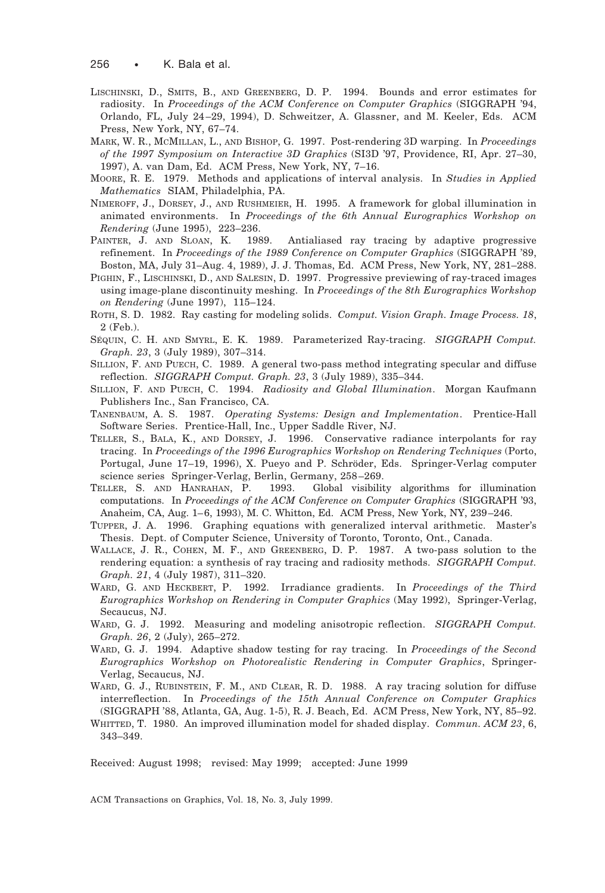LISCHINSKI, D., SMITS, B., AND GREENBERG, D. P. 1994. Bounds and error estimates for radiosity. In *Proceedings of the ACM Conference on Computer Graphics* (SIGGRAPH '94, Orlando, FL, July 24–29, 1994), D. Schweitzer, A. Glassner, and M. Keeler, Eds. ACM Press, New York, NY, 67–74.

MARK, W. R., MCMILLAN, L., AND BISHOP, G. 1997. Post-rendering 3D warping. In *Proceedings of the 1997 Symposium on Interactive 3D Graphics* (SI3D '97, Providence, RI, Apr. 27–30, 1997), A. van Dam, Ed. ACM Press, New York, NY, 7–16.

MOORE, R. E. 1979. Methods and applications of interval analysis. In *Studies in Applied Mathematics* SIAM, Philadelphia, PA.

NIMEROFF, J., DORSEY, J., AND RUSHMEIER, H. 1995. A framework for global illumination in animated environments. In *Proceedings of the 6th Annual Eurographics Workshop on Rendering* (June 1995), 223–236.

PAINTER, J. AND SLOAN, K. 1989. Antialiased ray tracing by adaptive progressive refinement. In *Proceedings of the 1989 Conference on Computer Graphics* (SIGGRAPH '89, Boston, MA, July 31–Aug. 4, 1989), J. J. Thomas, Ed. ACM Press, New York, NY, 281–288.

PIGHIN, F., LISCHINSKI, D., AND SALESIN, D. 1997. Progressive previewing of ray-traced images using image-plane discontinuity meshing. In *Proceedings of the 8th Eurographics Workshop on Rendering* (June 1997), 115–124.

ROTH, S. D. 1982. Ray casting for modeling solids. *Comput. Vision Graph. Image Process. 18*, 2 (Feb.).

SÉQUIN, C. H. AND SMYRL, E. K. 1989. Parameterized Ray-tracing. *SIGGRAPH Comput. Graph. 23*, 3 (July 1989), 307–314.

SILLION, F. AND PUECH, C. 1989. A general two-pass method integrating specular and diffuse reflection. *SIGGRAPH Comput. Graph. 23*, 3 (July 1989), 335–344.

SILLION, F. AND PUECH, C. 1994. *Radiosity and Global Illumination*. Morgan Kaufmann Publishers Inc., San Francisco, CA.

TANENBAUM, A. S. 1987. *Operating Systems: Design and Implementation*. Prentice-Hall Software Series. Prentice-Hall, Inc., Upper Saddle River, NJ.

TELLER, S., BALA, K., AND DORSEY, J. 1996. Conservative radiance interpolants for ray tracing. In *Proceedings of the 1996 Eurographics Workshop on Rendering Techniques* (Porto, Portugal, June 17–19, 1996), X. Pueyo and P. Schröder, Eds. Springer-Verlag computer science series Springer-Verlag, Berlin, Germany, 258–269.

TELLER, S. AND HANRAHAN, P. 1993. Global visibility algorithms for illumination computations. In *Proceedings of the ACM Conference on Computer Graphics* (SIGGRAPH '93, Anaheim, CA, Aug. 1–6, 1993), M. C. Whitton, Ed. ACM Press, New York, NY, 239–246.

TUPPER, J. A. 1996. Graphing equations with generalized interval arithmetic. Master's Thesis. Dept. of Computer Science, University of Toronto, Toronto, Ont., Canada.

WALLACE, J. R., COHEN, M. F., AND GREENBERG, D. P. 1987. A two-pass solution to the rendering equation: a synthesis of ray tracing and radiosity methods. *SIGGRAPH Comput. Graph. 21*, 4 (July 1987), 311–320.

WARD, G. AND HECKBERT, P. 1992. Irradiance gradients. In *Proceedings of the Third Eurographics Workshop on Rendering in Computer Graphics* (May 1992), Springer-Verlag, Secaucus, NJ.

WARD, G. J. 1992. Measuring and modeling anisotropic reflection. *SIGGRAPH Comput. Graph. 26*, 2 (July), 265–272.

WARD, G. J. 1994. Adaptive shadow testing for ray tracing. In *Proceedings of the Second Eurographics Workshop on Photorealistic Rendering in Computer Graphics*, Springer-Verlag, Secaucus, NJ.

WARD, G. J., RUBINSTEIN, F. M., AND CLEAR, R. D. 1988. A ray tracing solution for diffuse interreflection. In *Proceedings of the 15th Annual Conference on Computer Graphics* (SIGGRAPH '88, Atlanta, GA, Aug. 1-5), R. J. Beach, Ed. ACM Press, New York, NY, 85–92.

WHITTED, T. 1980. An improved illumination model for shaded display. *Commun. ACM 23*, 6, 343–349.

Received: August 1998; revised: May 1999; accepted: June 1999